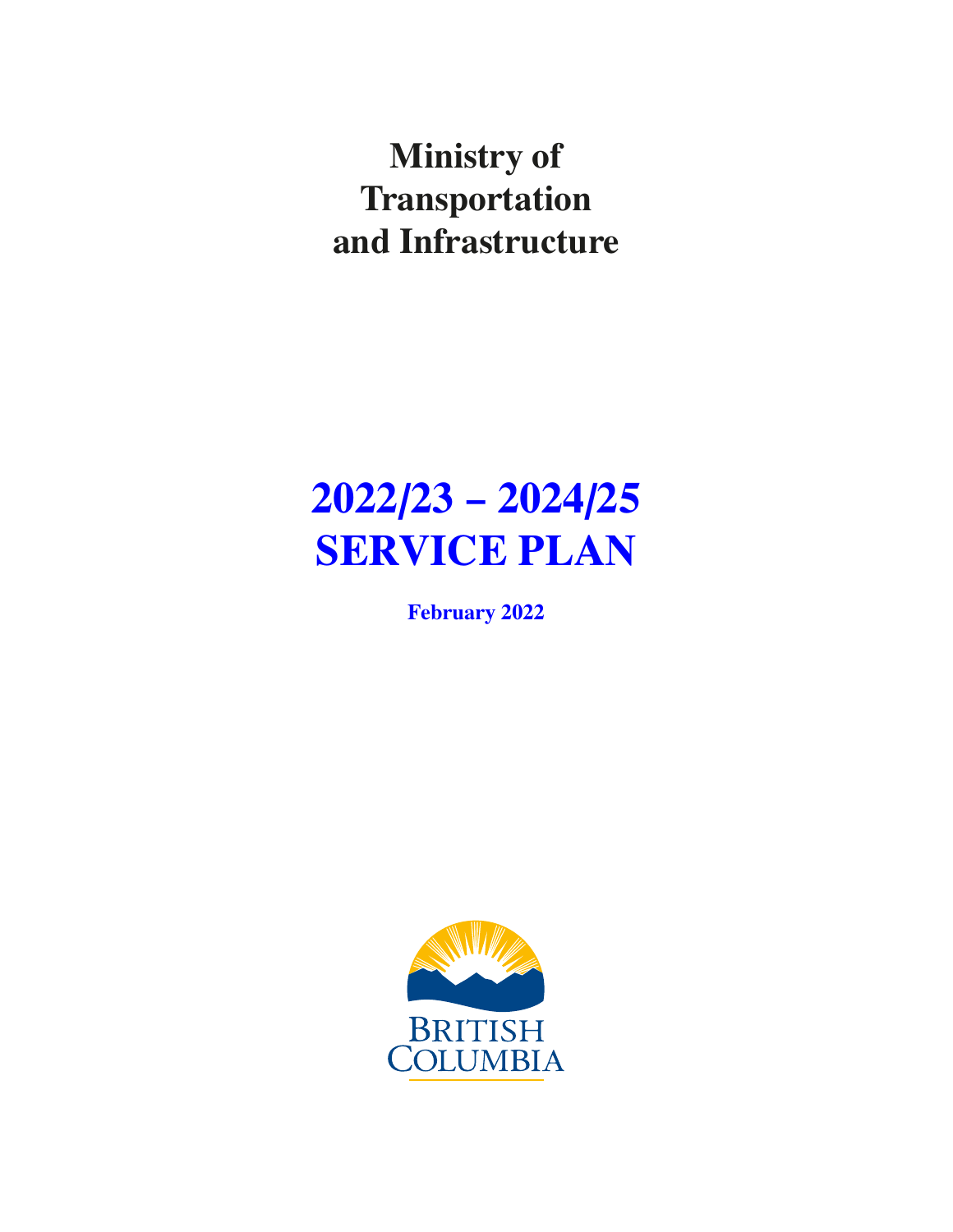# Ministry of Transportation and Infrastructure

# 2022/23 – 2024/25 SERVICE PLAN

**February 2022**

BRITISH COLUMBIA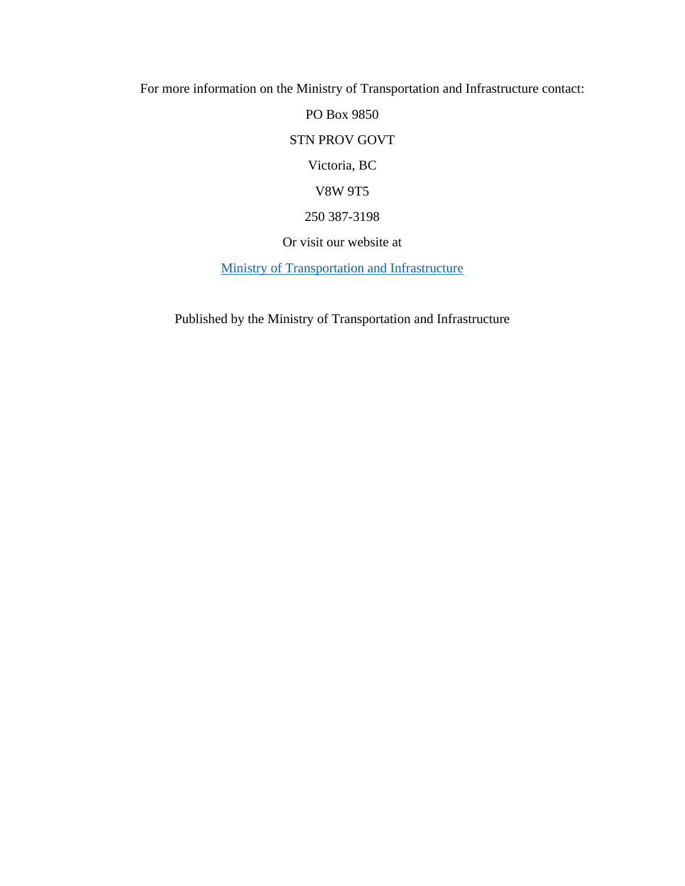For more information on the Ministry of Transportation and Infrastructure contact:

PO Box 9850

STN PROV GOVT

Victoria, BC

V8W 9T5

250 387-3198

Or visit our website at

Ministry of Transportation and Infrastructure

Published by the Ministry of Transportation and Infrastructure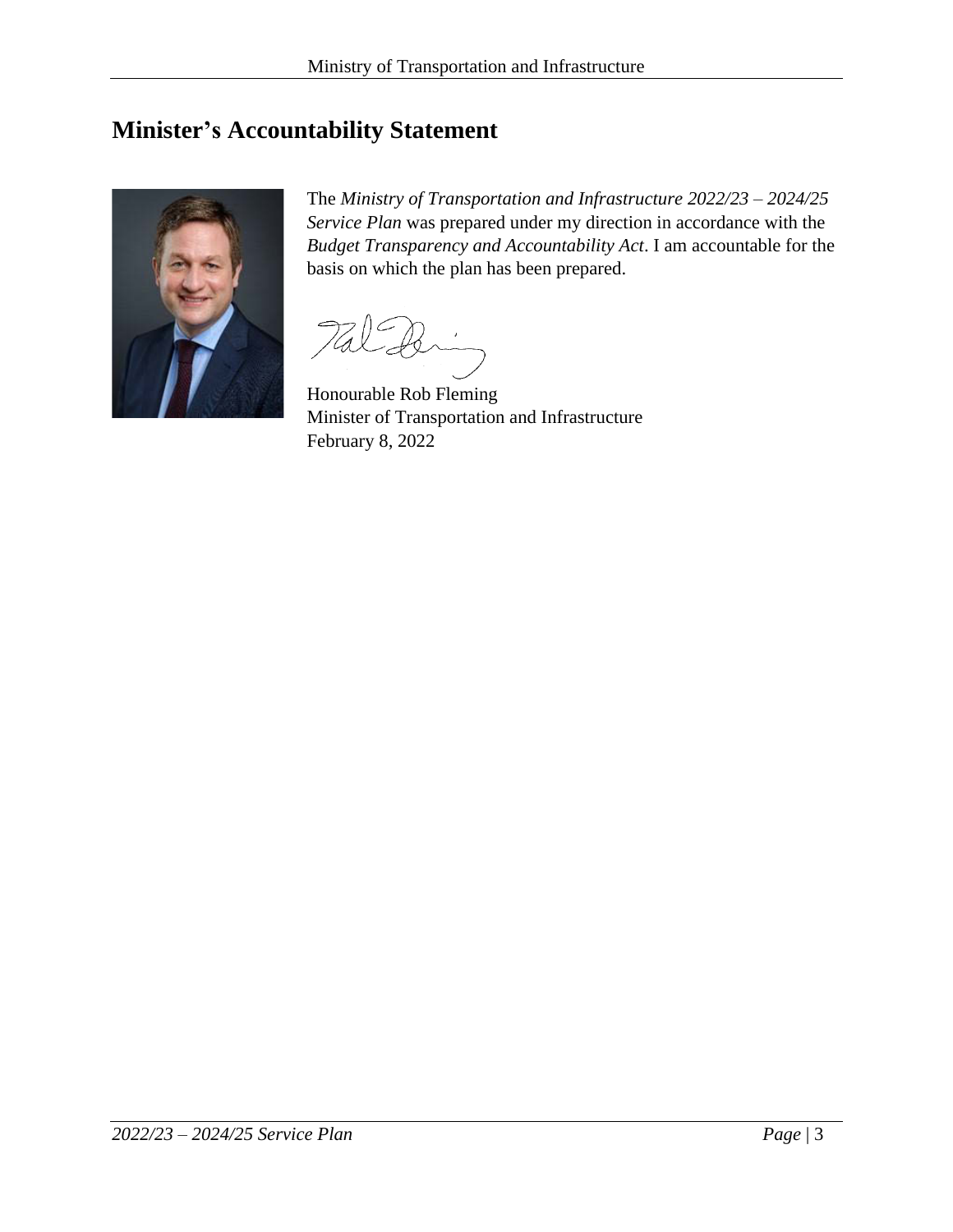# Minister's Accountability Statement

The *Ministry of Transportation and Infrastructure 2022/23 – 2024/25 Service Plan* was prepared under my direction in accordance with the *Budget Transparency and Accountability Act*. I am accountable for the basis on which the plan has been prepared.

Honourable Rob Fleming
Minister of Transportation and Infrastructure
February 8, 2022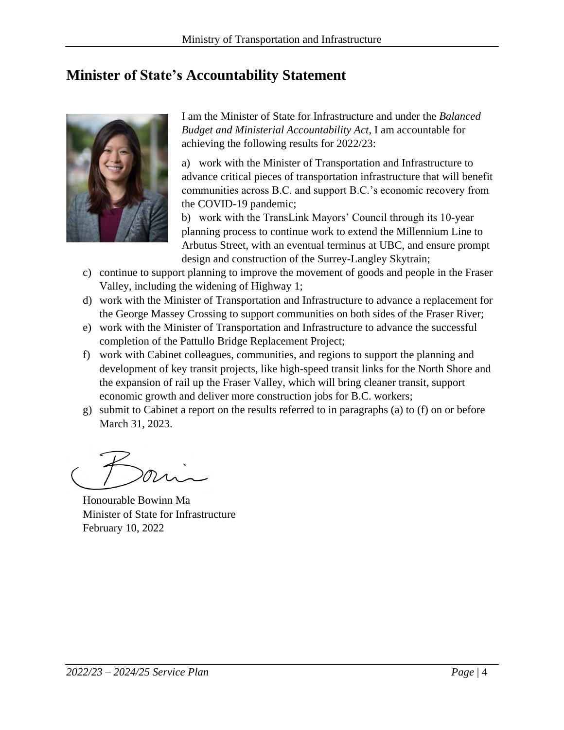## Minister of State's Accountability Statement

I am the Minister of State for Infrastructure and under the *Balanced Budget and Ministerial Accountability Act*, I am accountable for achieving the following results for 2022/23:

a) work with the Minister of Transportation and Infrastructure to advance critical pieces of transportation infrastructure that will benefit communities across B.C. and support B.C.'s economic recovery from the COVID-19 pandemic;

b) work with the TransLink Mayors' Council through its 10-year planning process to continue work to extend the Millennium Line to Arbutus Street, with an eventual terminus at UBC, and ensure prompt design and construction of the Surrey-Langley Skytrain;

c) continue to support planning to improve the movement of goods and people in the Fraser Valley, including the widening of Highway 1;

d) work with the Minister of Transportation and Infrastructure to advance a replacement for the George Massey Crossing to support communities on both sides of the Fraser River;

e) work with the Minister of Transportation and Infrastructure to advance the successful completion of the Pattullo Bridge Replacement Project;

f) work with Cabinet colleagues, communities, and regions to support the planning and development of key transit projects, like high-speed transit links for the North Shore and the expansion of rail up the Fraser Valley, which will bring cleaner transit, support economic growth and deliver more construction jobs for B.C. workers;

g) submit to Cabinet a report on the results referred to in paragraphs (a) to (f) on or before March 31, 2023.

Honourable Bowinn Ma
Minister of State for Infrastructure
February 10, 2022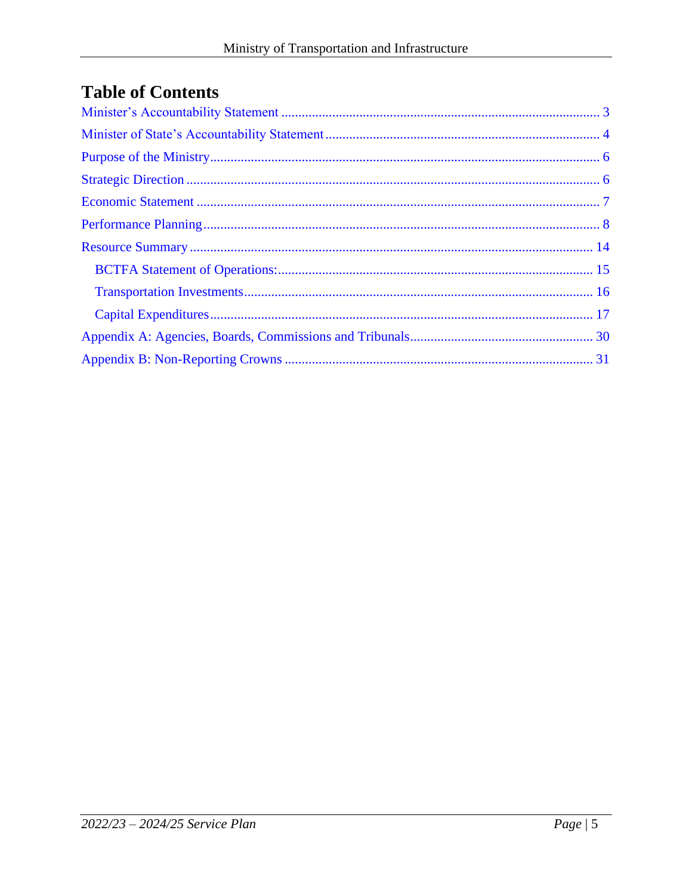# Table of Contents

Minister's Accountability Statement ........................................................................................ 3

Minister of State's Accountability Statement ............................................................................ 4

Purpose of the Ministry ............................................................................................................. 6

Strategic Direction ..................................................................................................................... 6

Economic Statement .................................................................................................................. 7

Performance Planning ................................................................................................................ 8

Resource Summary .................................................................................................................. 14

- BCTFA Statement of Operations: ....................................................................................... 15
- Transportation Investments ................................................................................................ 16
- Capital Expenditures .......................................................................................................... 17

Appendix A: Agencies, Boards, Commissions and Tribunals .................................................. 30

Appendix B: Non-Reporting Crowns ....................................................................................... 31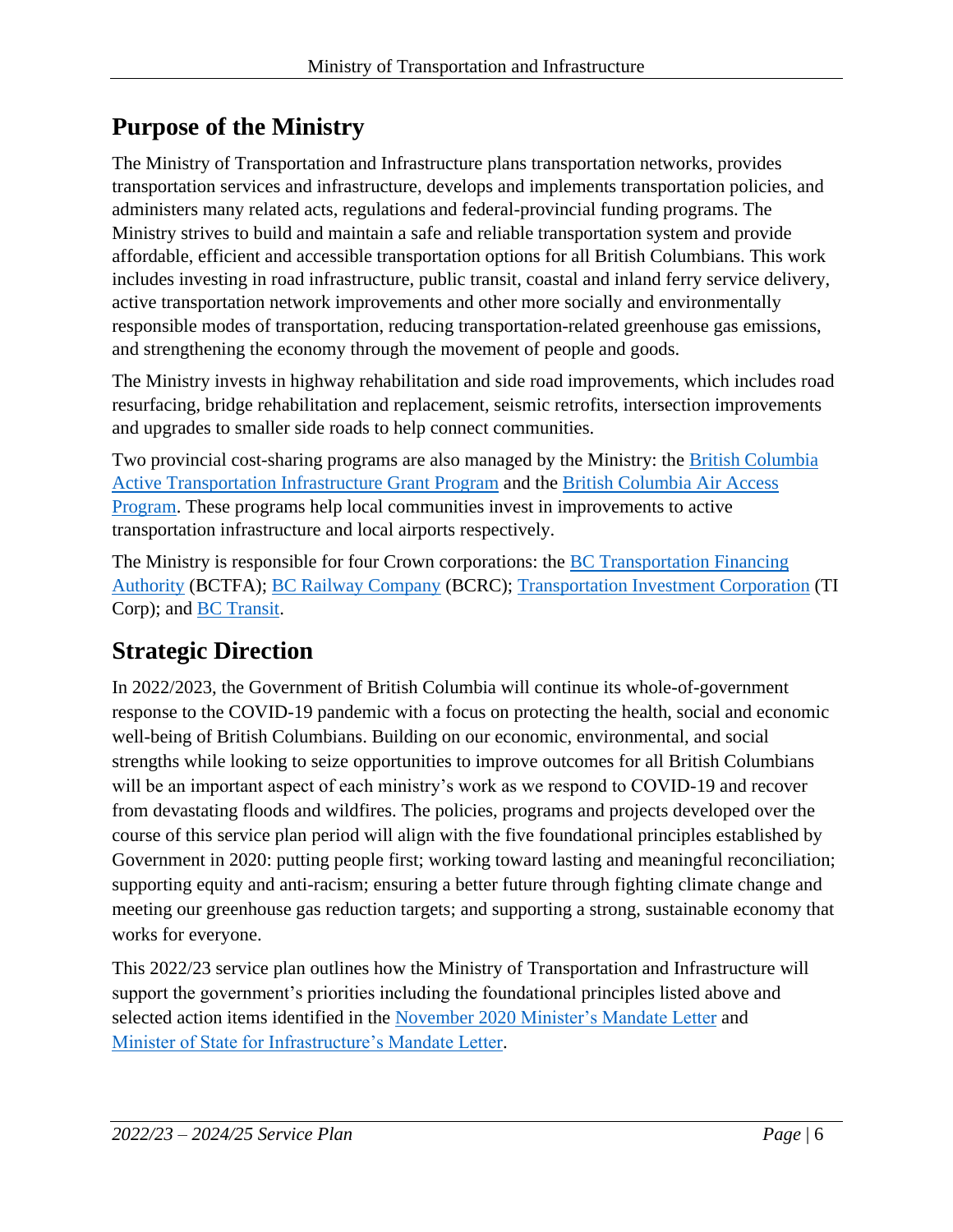## Purpose of the Ministry

The Ministry of Transportation and Infrastructure plans transportation networks, provides transportation services and infrastructure, develops and implements transportation policies, and administers many related acts, regulations and federal-provincial funding programs. The Ministry strives to build and maintain a safe and reliable transportation system and provide affordable, efficient and accessible transportation options for all British Columbians. This work includes investing in road infrastructure, public transit, coastal and inland ferry service delivery, active transportation network improvements and other more socially and environmentally responsible modes of transportation, reducing transportation-related greenhouse gas emissions, and strengthening the economy through the movement of people and goods.

The Ministry invests in highway rehabilitation and side road improvements, which includes road resurfacing, bridge rehabilitation and replacement, seismic retrofits, intersection improvements and upgrades to smaller side roads to help connect communities.

Two provincial cost-sharing programs are also managed by the Ministry: the British Columbia Active Transportation Infrastructure Grant Program and the British Columbia Air Access Program. These programs help local communities invest in improvements to active transportation infrastructure and local airports respectively.

The Ministry is responsible for four Crown corporations: the BC Transportation Financing Authority (BCTFA); BC Railway Company (BCRC); Transportation Investment Corporation (TI Corp); and BC Transit.

## Strategic Direction

In 2022/2023, the Government of British Columbia will continue its whole-of-government response to the COVID-19 pandemic with a focus on protecting the health, social and economic well-being of British Columbians. Building on our economic, environmental, and social strengths while looking to seize opportunities to improve outcomes for all British Columbians will be an important aspect of each ministry's work as we respond to COVID-19 and recover from devastating floods and wildfires. The policies, programs and projects developed over the course of this service plan period will align with the five foundational principles established by Government in 2020: putting people first; working toward lasting and meaningful reconciliation; supporting equity and anti-racism; ensuring a better future through fighting climate change and meeting our greenhouse gas reduction targets; and supporting a strong, sustainable economy that works for everyone.

This 2022/23 service plan outlines how the Ministry of Transportation and Infrastructure will support the government's priorities including the foundational principles listed above and selected action items identified in the November 2020 Minister's Mandate Letter and Minister of State for Infrastructure's Mandate Letter.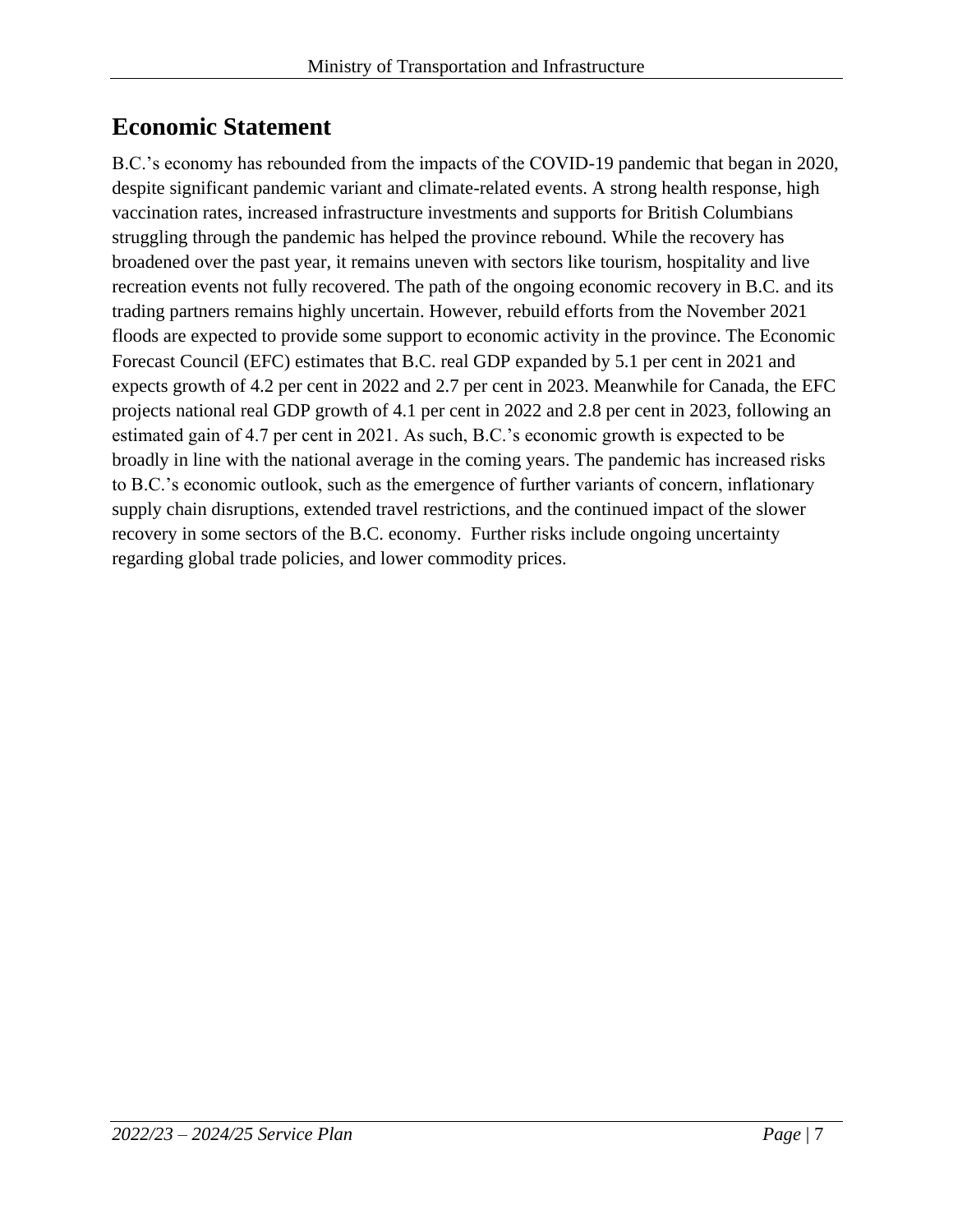## Economic Statement

B.C.'s economy has rebounded from the impacts of the COVID-19 pandemic that began in 2020, despite significant pandemic variant and climate-related events. A strong health response, high vaccination rates, increased infrastructure investments and supports for British Columbians struggling through the pandemic has helped the province rebound. While the recovery has broadened over the past year, it remains uneven with sectors like tourism, hospitality and live recreation events not fully recovered. The path of the ongoing economic recovery in B.C. and its trading partners remains highly uncertain. However, rebuild efforts from the November 2021 floods are expected to provide some support to economic activity in the province. The Economic Forecast Council (EFC) estimates that B.C. real GDP expanded by 5.1 per cent in 2021 and expects growth of 4.2 per cent in 2022 and 2.7 per cent in 2023. Meanwhile for Canada, the EFC projects national real GDP growth of 4.1 per cent in 2022 and 2.8 per cent in 2023, following an estimated gain of 4.7 per cent in 2021. As such, B.C.'s economic growth is expected to be broadly in line with the national average in the coming years. The pandemic has increased risks to B.C.'s economic outlook, such as the emergence of further variants of concern, inflationary supply chain disruptions, extended travel restrictions, and the continued impact of the slower recovery in some sectors of the B.C. economy. Further risks include ongoing uncertainty regarding global trade policies, and lower commodity prices.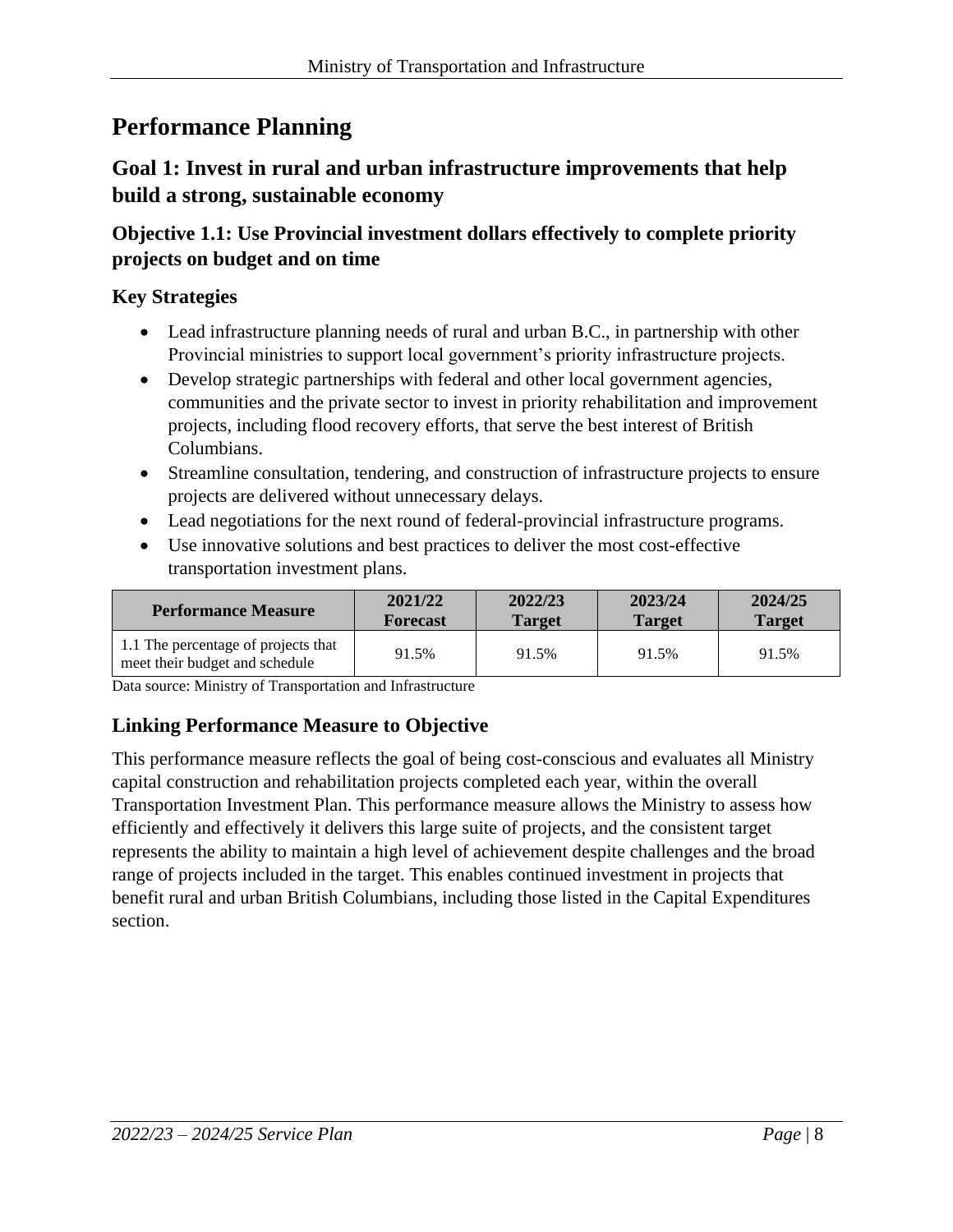# Performance Planning

## Goal 1: Invest in rural and urban infrastructure improvements that help build a strong, sustainable economy

### Objective 1.1: Use Provincial investment dollars effectively to complete priority projects on budget and on time

### Key Strategies

- Lead infrastructure planning needs of rural and urban B.C., in partnership with other Provincial ministries to support local government's priority infrastructure projects.
- Develop strategic partnerships with federal and other local government agencies, communities and the private sector to invest in priority rehabilitation and improvement projects, including flood recovery efforts, that serve the best interest of British Columbians.
- Streamline consultation, tendering, and construction of infrastructure projects to ensure projects are delivered without unnecessary delays.
- Lead negotiations for the next round of federal-provincial infrastructure programs.
- Use innovative solutions and best practices to deliver the most cost-effective transportation investment plans.

| Performance Measure | 2021/22 Forecast | 2022/23 Target | 2023/24 Target | 2024/25 Target |
|---|---|---|---|---|
| 1.1 The percentage of projects that meet their budget and schedule | 91.5% | 91.5% | 91.5% | 91.5% |

Data source: Ministry of Transportation and Infrastructure

### Linking Performance Measure to Objective

This performance measure reflects the goal of being cost-conscious and evaluates all Ministry capital construction and rehabilitation projects completed each year, within the overall Transportation Investment Plan. This performance measure allows the Ministry to assess how efficiently and effectively it delivers this large suite of projects, and the consistent target represents the ability to maintain a high level of achievement despite challenges and the broad range of projects included in the target. This enables continued investment in projects that benefit rural and urban British Columbians, including those listed in the Capital Expenditures section.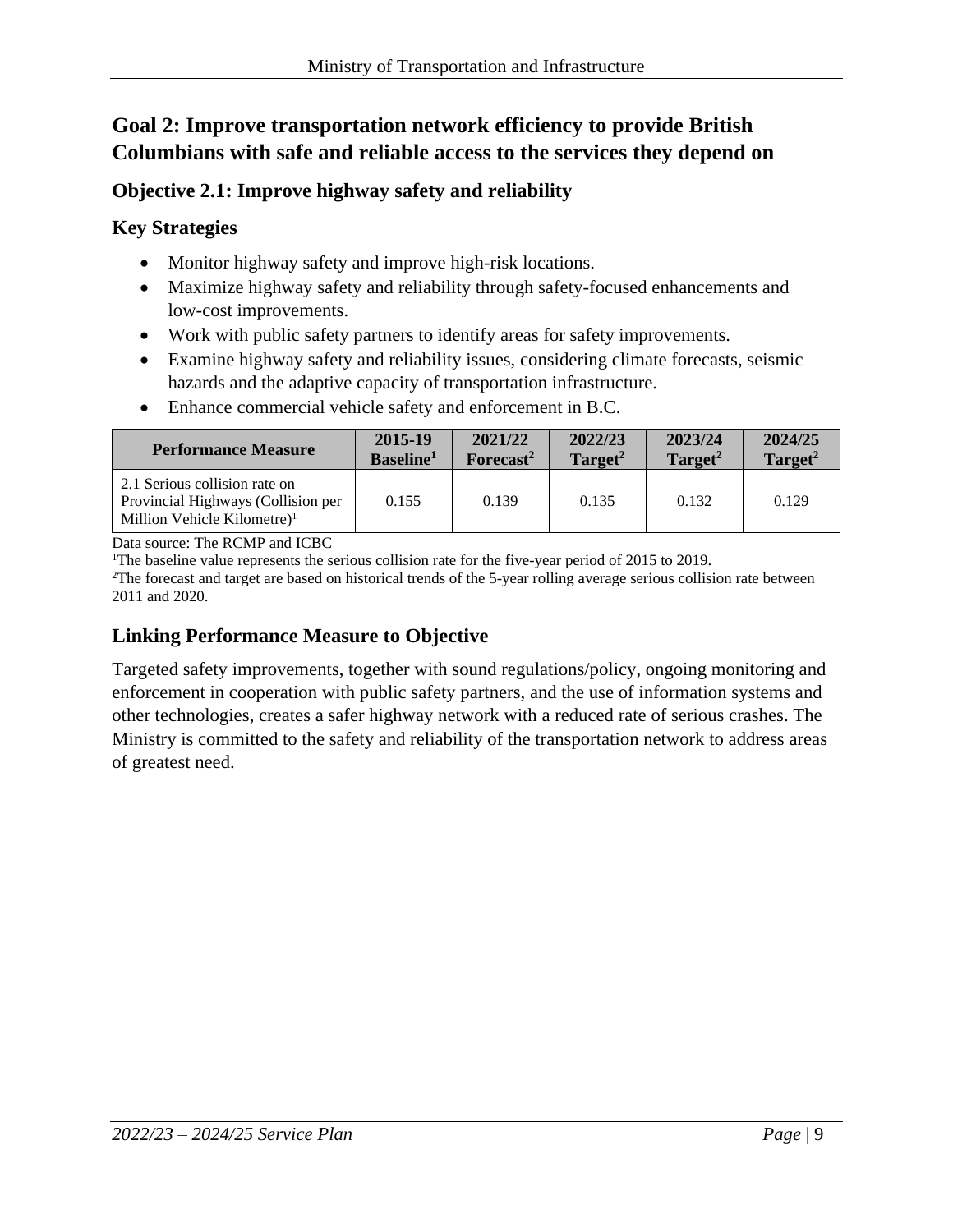## Goal 2: Improve transportation network efficiency to provide British Columbians with safe and reliable access to the services they depend on

### Objective 2.1: Improve highway safety and reliability

### Key Strategies

- Monitor highway safety and improve high-risk locations.
- Maximize highway safety and reliability through safety-focused enhancements and low-cost improvements.
- Work with public safety partners to identify areas for safety improvements.
- Examine highway safety and reliability issues, considering climate forecasts, seismic hazards and the adaptive capacity of transportation infrastructure.
- Enhance commercial vehicle safety and enforcement in B.C.

| Performance Measure | 2015-19 Baseline[1] | 2021/22 Forecast[2] | 2022/23 Target[2] | 2023/24 Target[2] | 2024/25 Target[2] |
|---|---|---|---|---|---|
| 2.1 Serious collision rate on Provincial Highways (Collision per Million Vehicle Kilometre)[1] | 0.155 | 0.139 | 0.135 | 0.132 | 0.129 |

Data source: The RCMP and ICBC

[1]The baseline value represents the serious collision rate for the five-year period of 2015 to 2019.

[2]The forecast and target are based on historical trends of the 5-year rolling average serious collision rate between 2011 and 2020.

### Linking Performance Measure to Objective

Targeted safety improvements, together with sound regulations/policy, ongoing monitoring and enforcement in cooperation with public safety partners, and the use of information systems and other technologies, creates a safer highway network with a reduced rate of serious crashes. The Ministry is committed to the safety and reliability of the transportation network to address areas of greatest need.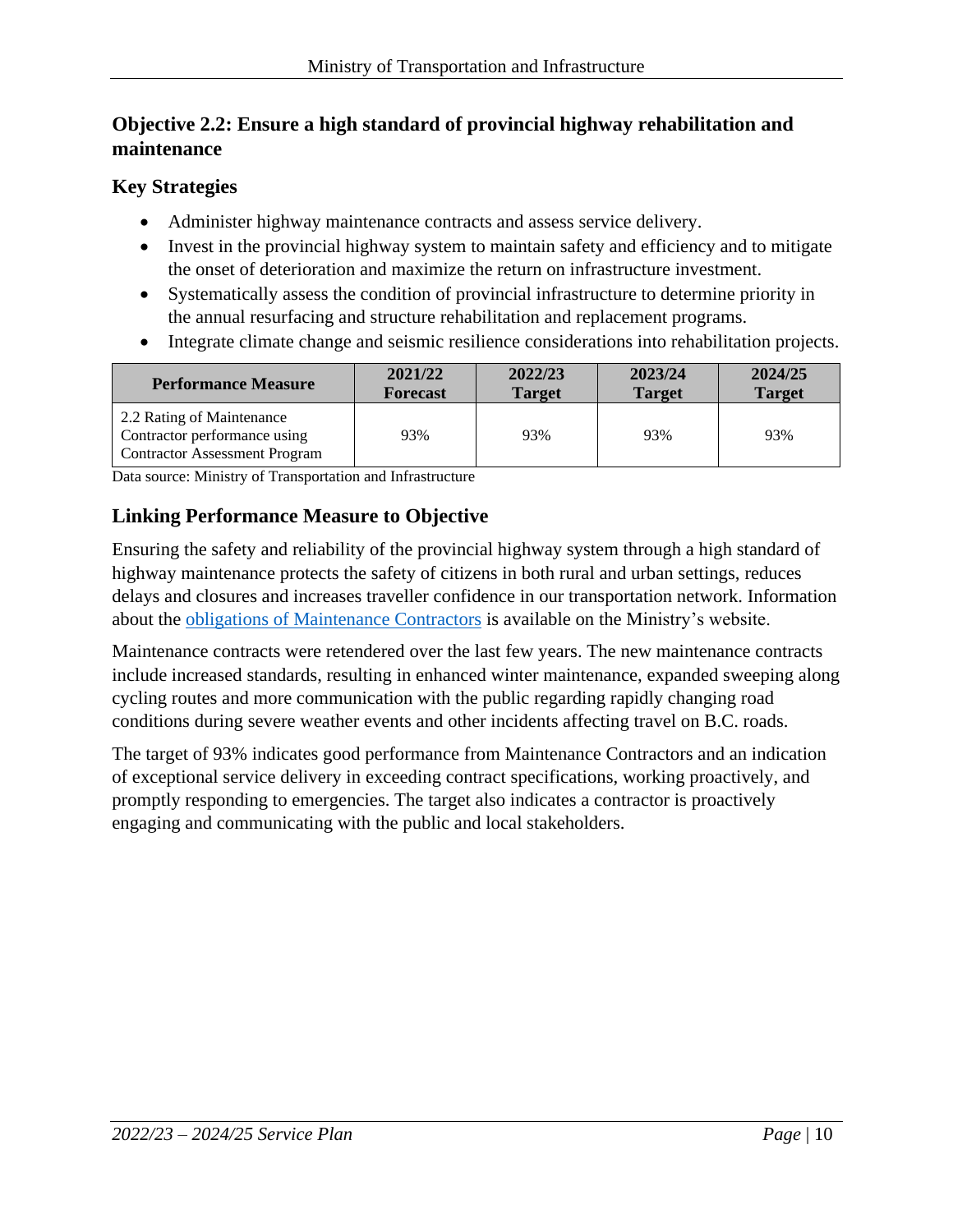## Objective 2.2: Ensure a high standard of provincial highway rehabilitation and maintenance

### Key Strategies

- Administer highway maintenance contracts and assess service delivery.
- Invest in the provincial highway system to maintain safety and efficiency and to mitigate the onset of deterioration and maximize the return on infrastructure investment.
- Systematically assess the condition of provincial infrastructure to determine priority in the annual resurfacing and structure rehabilitation and replacement programs.
- Integrate climate change and seismic resilience considerations into rehabilitation projects.

| Performance Measure | 2021/22 Forecast | 2022/23 Target | 2023/24 Target | 2024/25 Target |
|---|---|---|---|---|
| 2.2 Rating of Maintenance Contractor performance using Contractor Assessment Program | 93% | 93% | 93% | 93% |

Data source: Ministry of Transportation and Infrastructure

### Linking Performance Measure to Objective

Ensuring the safety and reliability of the provincial highway system through a high standard of highway maintenance protects the safety of citizens in both rural and urban settings, reduces delays and closures and increases traveller confidence in our transportation network. Information about the obligations of Maintenance Contractors is available on the Ministry's website.

Maintenance contracts were retendered over the last few years. The new maintenance contracts include increased standards, resulting in enhanced winter maintenance, expanded sweeping along cycling routes and more communication with the public regarding rapidly changing road conditions during severe weather events and other incidents affecting travel on B.C. roads.

The target of 93% indicates good performance from Maintenance Contractors and an indication of exceptional service delivery in exceeding contract specifications, working proactively, and promptly responding to emergencies. The target also indicates a contractor is proactively engaging and communicating with the public and local stakeholders.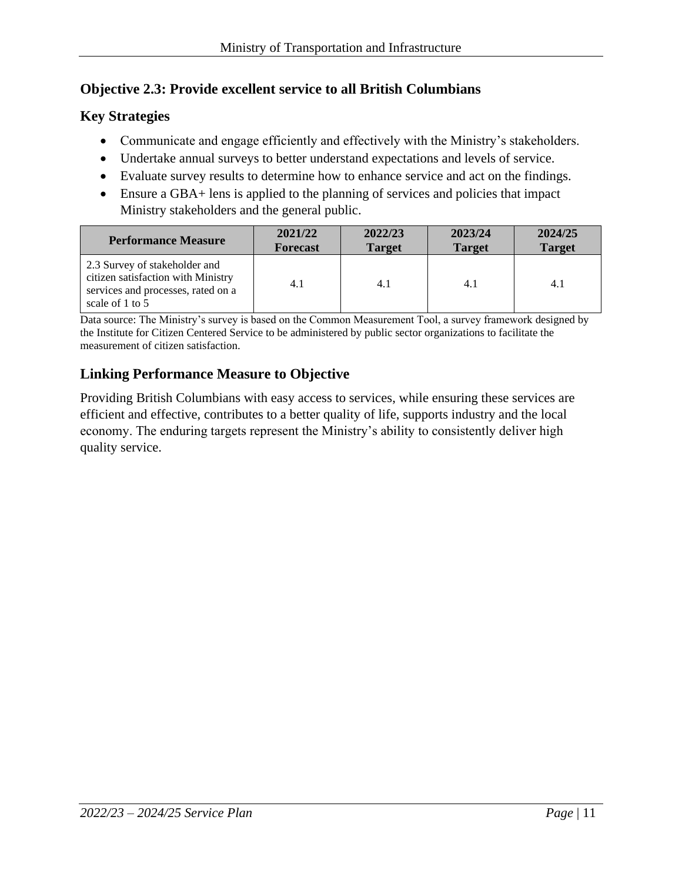### Objective 2.3: Provide excellent service to all British Columbians

#### Key Strategies

- Communicate and engage efficiently and effectively with the Ministry's stakeholders.
- Undertake annual surveys to better understand expectations and levels of service.
- Evaluate survey results to determine how to enhance service and act on the findings.
- Ensure a GBA+ lens is applied to the planning of services and policies that impact Ministry stakeholders and the general public.

| Performance Measure | 2021/22 Forecast | 2022/23 Target | 2023/24 Target | 2024/25 Target |
|---|---|---|---|---|
| 2.3 Survey of stakeholder and citizen satisfaction with Ministry services and processes, rated on a scale of 1 to 5 | 4.1 | 4.1 | 4.1 | 4.1 |

Data source: The Ministry's survey is based on the Common Measurement Tool, a survey framework designed by the Institute for Citizen Centered Service to be administered by public sector organizations to facilitate the measurement of citizen satisfaction.

#### Linking Performance Measure to Objective

Providing British Columbians with easy access to services, while ensuring these services are efficient and effective, contributes to a better quality of life, supports industry and the local economy. The enduring targets represent the Ministry's ability to consistently deliver high quality service.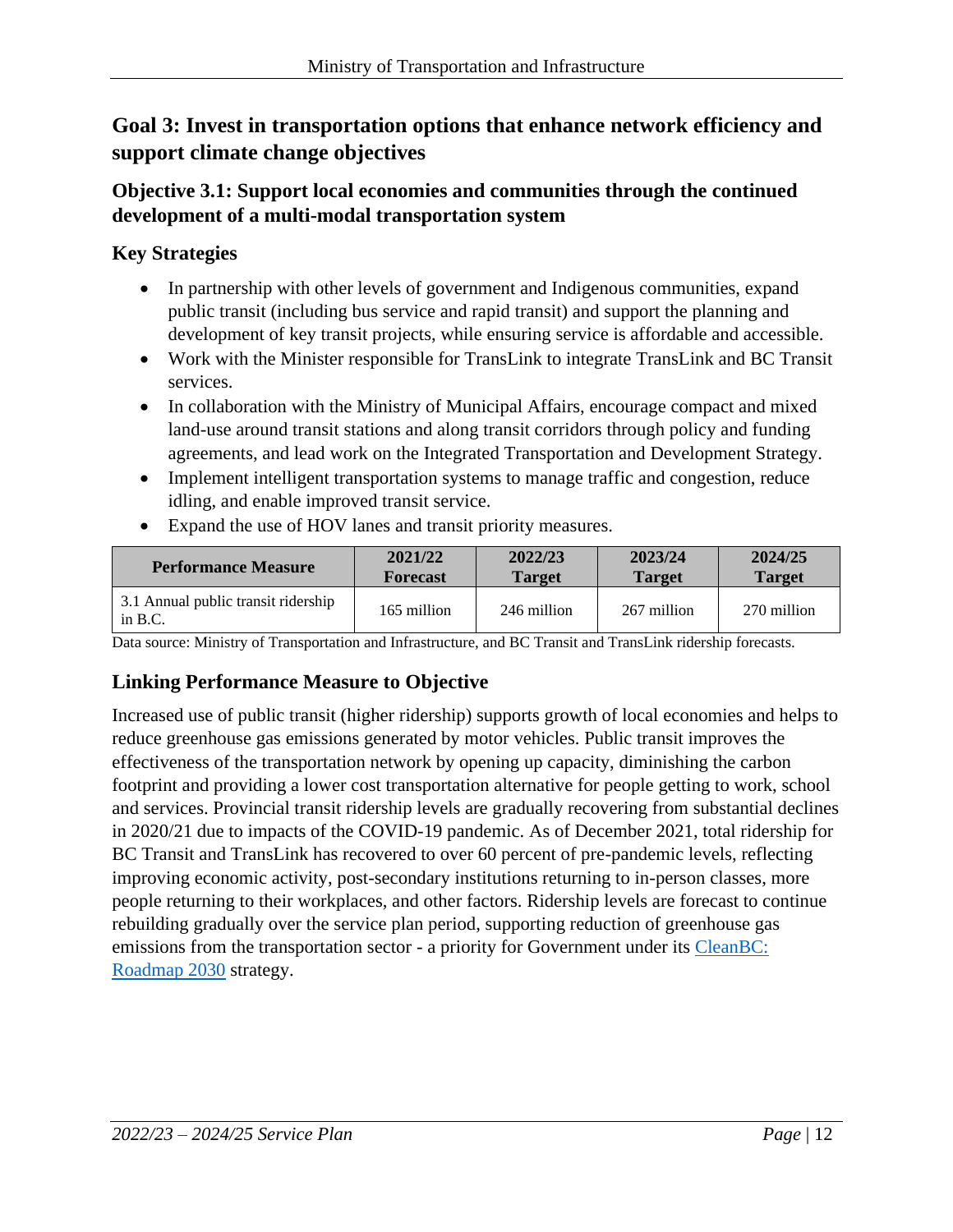## Goal 3: Invest in transportation options that enhance network efficiency and support climate change objectives

### Objective 3.1: Support local economies and communities through the continued development of a multi-modal transportation system

### Key Strategies

- In partnership with other levels of government and Indigenous communities, expand public transit (including bus service and rapid transit) and support the planning and development of key transit projects, while ensuring service is affordable and accessible.
- Work with the Minister responsible for TransLink to integrate TransLink and BC Transit services.
- In collaboration with the Ministry of Municipal Affairs, encourage compact and mixed land-use around transit stations and along transit corridors through policy and funding agreements, and lead work on the Integrated Transportation and Development Strategy.
- Implement intelligent transportation systems to manage traffic and congestion, reduce idling, and enable improved transit service.
- Expand the use of HOV lanes and transit priority measures.

| Performance Measure | 2021/22 Forecast | 2022/23 Target | 2023/24 Target | 2024/25 Target |
|---|---|---|---|---|
| 3.1 Annual public transit ridership in B.C. | 165 million | 246 million | 267 million | 270 million |

Data source: Ministry of Transportation and Infrastructure, and BC Transit and TransLink ridership forecasts.

### Linking Performance Measure to Objective

Increased use of public transit (higher ridership) supports growth of local economies and helps to reduce greenhouse gas emissions generated by motor vehicles. Public transit improves the effectiveness of the transportation network by opening up capacity, diminishing the carbon footprint and providing a lower cost transportation alternative for people getting to work, school and services. Provincial transit ridership levels are gradually recovering from substantial declines in 2020/21 due to impacts of the COVID-19 pandemic. As of December 2021, total ridership for BC Transit and TransLink has recovered to over 60 percent of pre-pandemic levels, reflecting improving economic activity, post-secondary institutions returning to in-person classes, more people returning to their workplaces, and other factors. Ridership levels are forecast to continue rebuilding gradually over the service plan period, supporting reduction of greenhouse gas emissions from the transportation sector - a priority for Government under its CleanBC: Roadmap 2030 strategy.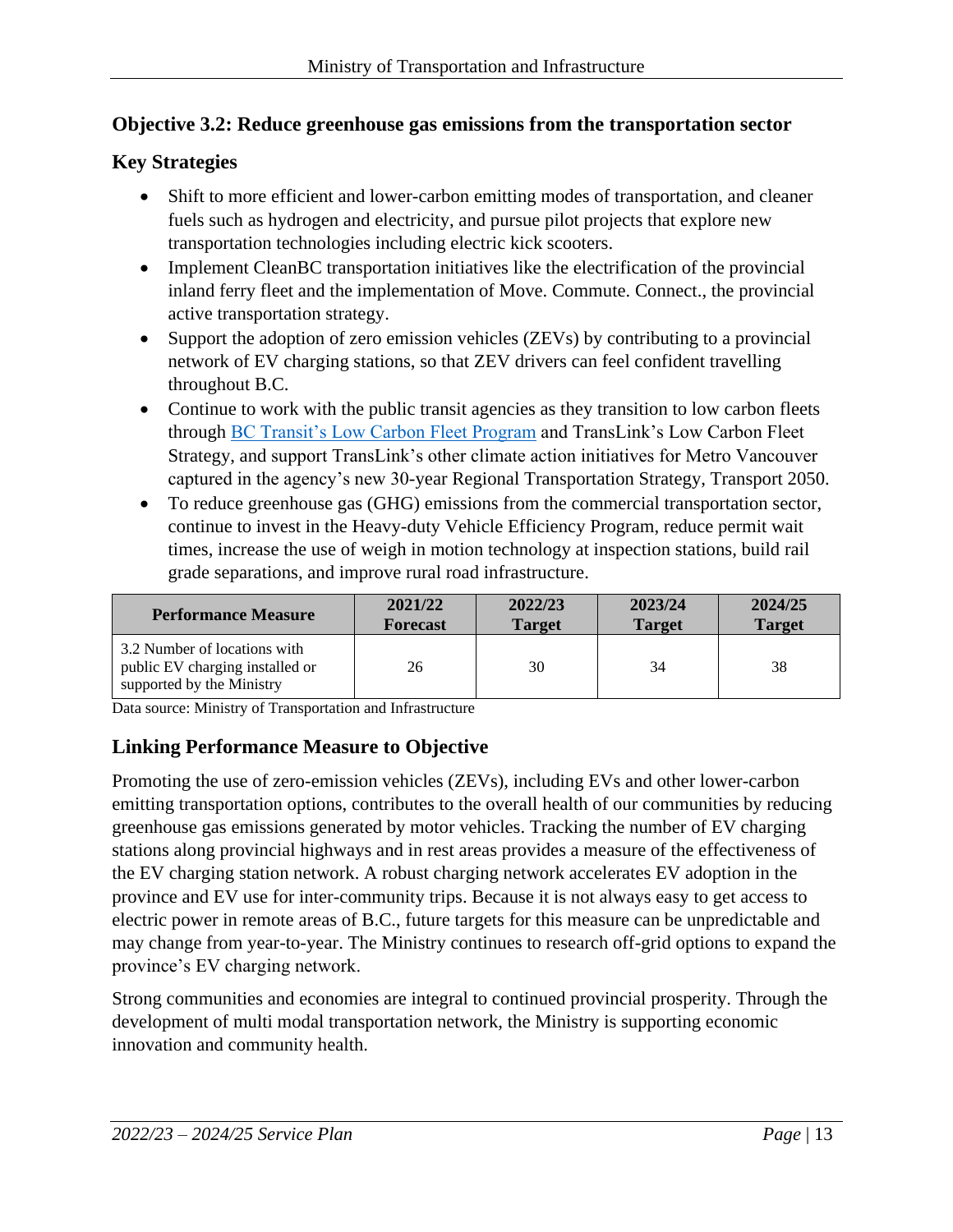## Objective 3.2: Reduce greenhouse gas emissions from the transportation sector

### Key Strategies

- Shift to more efficient and lower-carbon emitting modes of transportation, and cleaner fuels such as hydrogen and electricity, and pursue pilot projects that explore new transportation technologies including electric kick scooters.
- Implement CleanBC transportation initiatives like the electrification of the provincial inland ferry fleet and the implementation of Move. Commute. Connect., the provincial active transportation strategy.
- Support the adoption of zero emission vehicles (ZEVs) by contributing to a provincial network of EV charging stations, so that ZEV drivers can feel confident travelling throughout B.C.
- Continue to work with the public transit agencies as they transition to low carbon fleets through BC Transit's Low Carbon Fleet Program and TransLink's Low Carbon Fleet Strategy, and support TransLink's other climate action initiatives for Metro Vancouver captured in the agency's new 30-year Regional Transportation Strategy, Transport 2050.
- To reduce greenhouse gas (GHG) emissions from the commercial transportation sector, continue to invest in the Heavy-duty Vehicle Efficiency Program, reduce permit wait times, increase the use of weigh in motion technology at inspection stations, build rail grade separations, and improve rural road infrastructure.

| Performance Measure | 2021/22 Forecast | 2022/23 Target | 2023/24 Target | 2024/25 Target |
|---|---|---|---|---|
| 3.2 Number of locations with public EV charging installed or supported by the Ministry | 26 | 30 | 34 | 38 |

Data source: Ministry of Transportation and Infrastructure

### Linking Performance Measure to Objective

Promoting the use of zero-emission vehicles (ZEVs), including EVs and other lower-carbon emitting transportation options, contributes to the overall health of our communities by reducing greenhouse gas emissions generated by motor vehicles. Tracking the number of EV charging stations along provincial highways and in rest areas provides a measure of the effectiveness of the EV charging station network. A robust charging network accelerates EV adoption in the province and EV use for inter-community trips. Because it is not always easy to get access to electric power in remote areas of B.C., future targets for this measure can be unpredictable and may change from year-to-year. The Ministry continues to research off-grid options to expand the province's EV charging network.

Strong communities and economies are integral to continued provincial prosperity. Through the development of multi modal transportation network, the Ministry is supporting economic innovation and community health.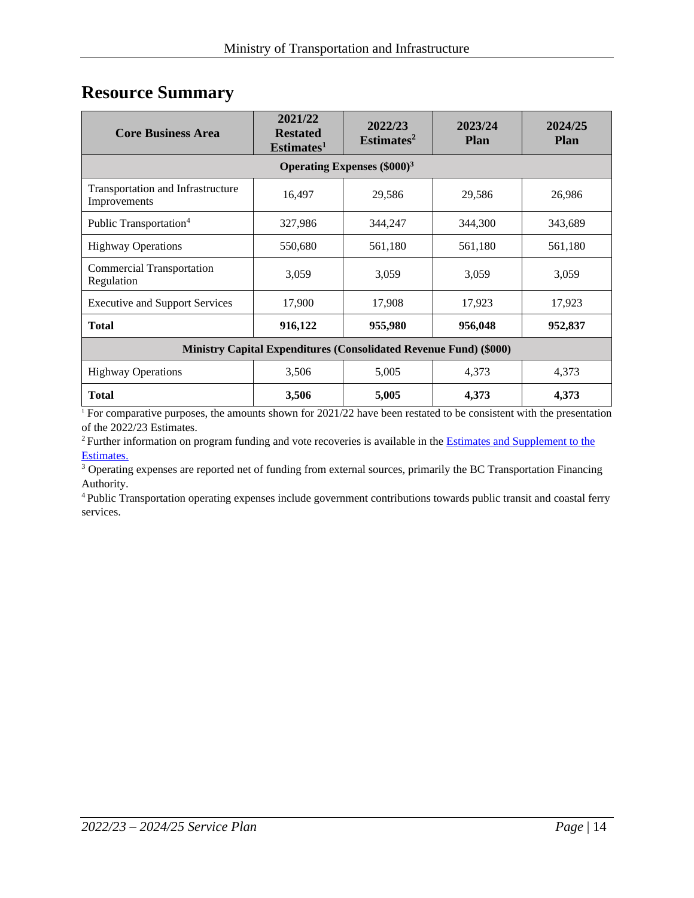## Resource Summary

| Core Business Area | 2021/22 Restated Estimates[1] | 2022/23 Estimates[2] | 2023/24 Plan | 2024/25 Plan |
|---|---|---|---|---|
| **Operating Expenses ($000)[3]** | | | | |
| Transportation and Infrastructure Improvements | 16,497 | 29,586 | 29,586 | 26,986 |
| Public Transportation[4] | 327,986 | 344,247 | 344,300 | 343,689 |
| Highway Operations | 550,680 | 561,180 | 561,180 | 561,180 |
| Commercial Transportation Regulation | 3,059 | 3,059 | 3,059 | 3,059 |
| Executive and Support Services | 17,900 | 17,908 | 17,923 | 17,923 |
| **Total** | **916,122** | **955,980** | **956,048** | **952,837** |
| **Ministry Capital Expenditures (Consolidated Revenue Fund) ($000)** | | | | |
| Highway Operations | 3,506 | 5,005 | 4,373 | 4,373 |
| **Total** | **3,506** | **5,005** | **4,373** | **4,373** |

[1] For comparative purposes, the amounts shown for 2021/22 have been restated to be consistent with the presentation of the 2022/23 Estimates.

[2] Further information on program funding and vote recoveries is available in the [Estimates and Supplement to the Estimates.](#)

[3] Operating expenses are reported net of funding from external sources, primarily the BC Transportation Financing Authority.

[4] Public Transportation operating expenses include government contributions towards public transit and coastal ferry services.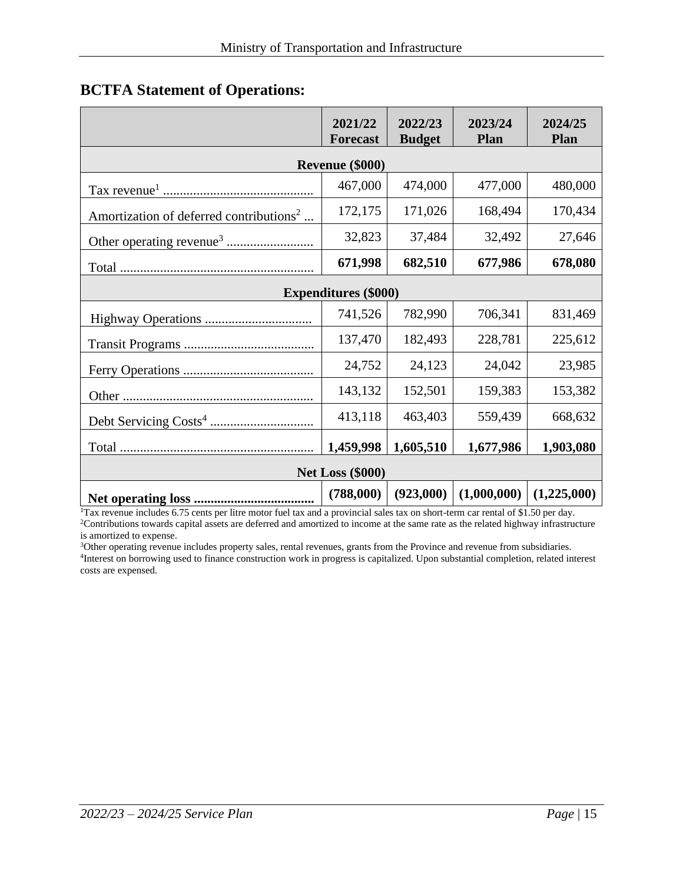## BCTFA Statement of Operations:

| | 2021/22 Forecast | 2022/23 Budget | 2023/24 Plan | 2024/25 Plan |
|---|---|---|---|---|
| **Revenue ($000)** | | | | |
| Tax revenue[1] | 467,000 | 474,000 | 477,000 | 480,000 |
| Amortization of deferred contributions[2] | 172,175 | 171,026 | 168,494 | 170,434 |
| Other operating revenue[3] | 32,823 | 37,484 | 32,492 | 27,646 |
| Total | **671,998** | **682,510** | **677,986** | **678,080** |
| **Expenditures ($000)** | | | | |
| Highway Operations | 741,526 | 782,990 | 706,341 | 831,469 |
| Transit Programs | 137,470 | 182,493 | 228,781 | 225,612 |
| Ferry Operations | 24,752 | 24,123 | 24,042 | 23,985 |
| Other | 143,132 | 152,501 | 159,383 | 153,382 |
| Debt Servicing Costs[4] | 413,118 | 463,403 | 559,439 | 668,632 |
| Total | **1,459,998** | **1,605,510** | **1,677,986** | **1,903,080** |
| **Net Loss ($000)** | | | | |
| **Net operating loss** | **(788,000)** | **(923,000)** | **(1,000,000)** | **(1,225,000)** |

[1]Tax revenue includes 6.75 cents per litre motor fuel tax and a provincial sales tax on short-term car rental of $1.50 per day.
[2]Contributions towards capital assets are deferred and amortized to income at the same rate as the related highway infrastructure is amortized to expense.
[3]Other operating revenue includes property sales, rental revenues, grants from the Province and revenue from subsidiaries.
[4]Interest on borrowing used to finance construction work in progress is capitalized. Upon substantial completion, related interest costs are expensed.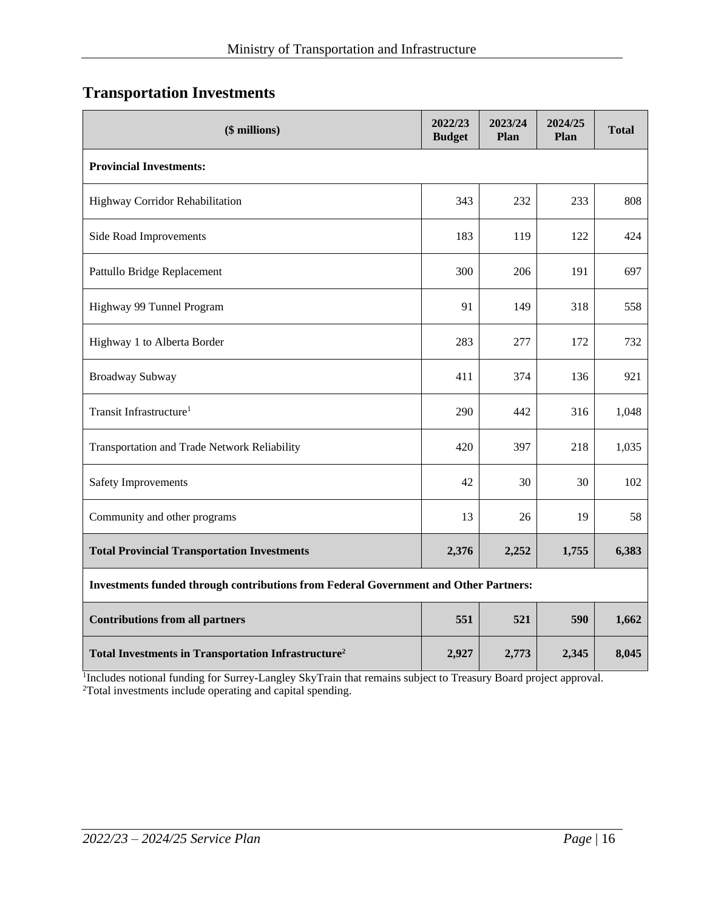## Transportation Investments

| ($ millions) | 2022/23 Budget | 2023/24 Plan | 2024/25 Plan | Total |
|---|---|---|---|---|
| **Provincial Investments:** | | | | |
| Highway Corridor Rehabilitation | 343 | 232 | 233 | 808 |
| Side Road Improvements | 183 | 119 | 122 | 424 |
| Pattullo Bridge Replacement | 300 | 206 | 191 | 697 |
| Highway 99 Tunnel Program | 91 | 149 | 318 | 558 |
| Highway 1 to Alberta Border | 283 | 277 | 172 | 732 |
| Broadway Subway | 411 | 374 | 136 | 921 |
| Transit Infrastructure[1] | 290 | 442 | 316 | 1,048 |
| Transportation and Trade Network Reliability | 420 | 397 | 218 | 1,035 |
| Safety Improvements | 42 | 30 | 30 | 102 |
| Community and other programs | 13 | 26 | 19 | 58 |
| **Total Provincial Transportation Investments** | **2,376** | **2,252** | **1,755** | **6,383** |
| **Investments funded through contributions from Federal Government and Other Partners:** | | | | |
| **Contributions from all partners** | **551** | **521** | **590** | **1,662** |
| **Total Investments in Transportation Infrastructure[2]** | **2,927** | **2,773** | **2,345** | **8,045** |

[1]Includes notional funding for Surrey-Langley SkyTrain that remains subject to Treasury Board project approval.
[2]Total investments include operating and capital spending.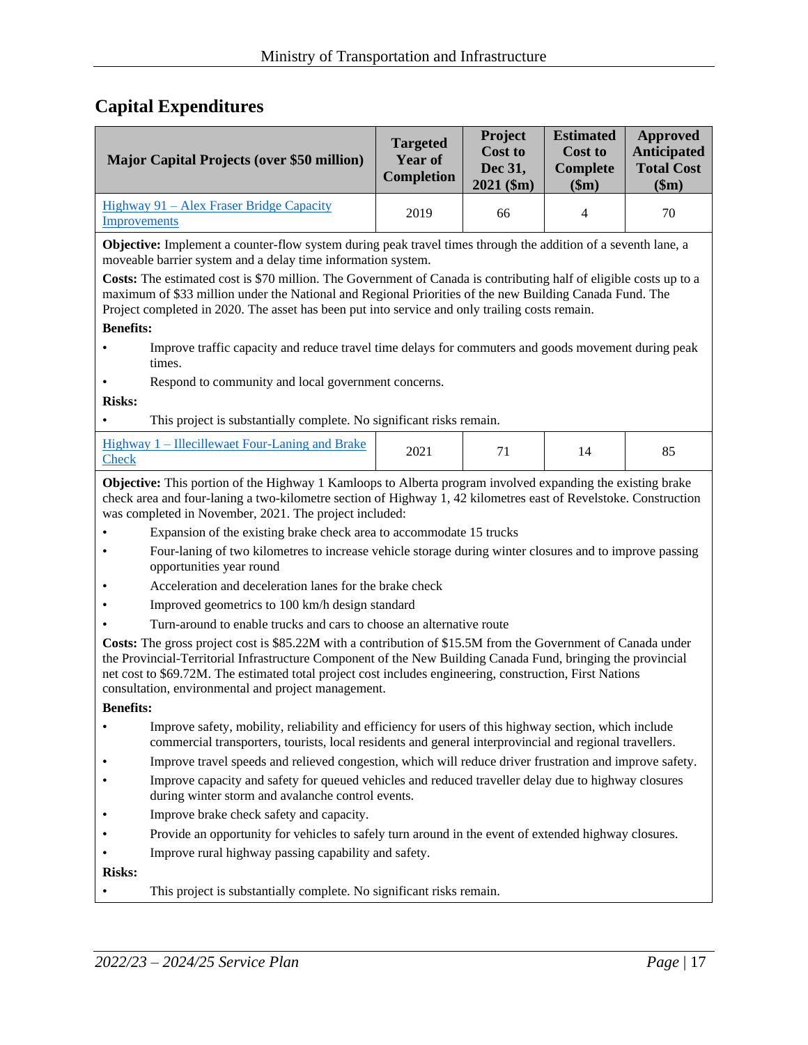## Capital Expenditures

| Major Capital Projects (over $50 million) | Targeted Year of Completion | Project Cost to Dec 31, 2021 ($m) | Estimated Cost to Complete ($m) | Approved Anticipated Total Cost ($m) |
|---|---|---|---|---|
| Highway 91 – Alex Fraser Bridge Capacity Improvements | 2019 | 66 | 4 | 70 |

**Objective:** Implement a counter-flow system during peak travel times through the addition of a seventh lane, a moveable barrier system and a delay time information system.

**Costs:** The estimated cost is $70 million. The Government of Canada is contributing half of eligible costs up to a maximum of $33 million under the National and Regional Priorities of the new Building Canada Fund. The Project completed in 2020. The asset has been put into service and only trailing costs remain.

**Benefits:**

- Improve traffic capacity and reduce travel time delays for commuters and goods movement during peak times.
- Respond to community and local government concerns.

**Risks:**

- This project is substantially complete. No significant risks remain.

| Major Capital Projects (over $50 million) | Targeted Year of Completion | Project Cost to Dec 31, 2021 ($m) | Estimated Cost to Complete ($m) | Approved Anticipated Total Cost ($m) |
|---|---|---|---|---|
| Highway 1 – Illecillewaet Four-Laning and Brake Check | 2021 | 71 | 14 | 85 |

**Objective:** This portion of the Highway 1 Kamloops to Alberta program involved expanding the existing brake check area and four-laning a two-kilometre section of Highway 1, 42 kilometres east of Revelstoke. Construction was completed in November, 2021. The project included:

- Expansion of the existing brake check area to accommodate 15 trucks
- Four-laning of two kilometres to increase vehicle storage during winter closures and to improve passing opportunities year round
- Acceleration and deceleration lanes for the brake check
- Improved geometrics to 100 km/h design standard
- Turn-around to enable trucks and cars to choose an alternative route

**Costs:** The gross project cost is $85.22M with a contribution of $15.5M from the Government of Canada under the Provincial-Territorial Infrastructure Component of the New Building Canada Fund, bringing the provincial net cost to $69.72M. The estimated total project cost includes engineering, construction, First Nations consultation, environmental and project management.

**Benefits:**

- Improve safety, mobility, reliability and efficiency for users of this highway section, which include commercial transporters, tourists, local residents and general interprovincial and regional travellers.
- Improve travel speeds and relieved congestion, which will reduce driver frustration and improve safety.
- Improve capacity and safety for queued vehicles and reduced traveller delay due to highway closures during winter storm and avalanche control events.
- Improve brake check safety and capacity.
- Provide an opportunity for vehicles to safely turn around in the event of extended highway closures.
- Improve rural highway passing capability and safety.

**Risks:**

- This project is substantially complete. No significant risks remain.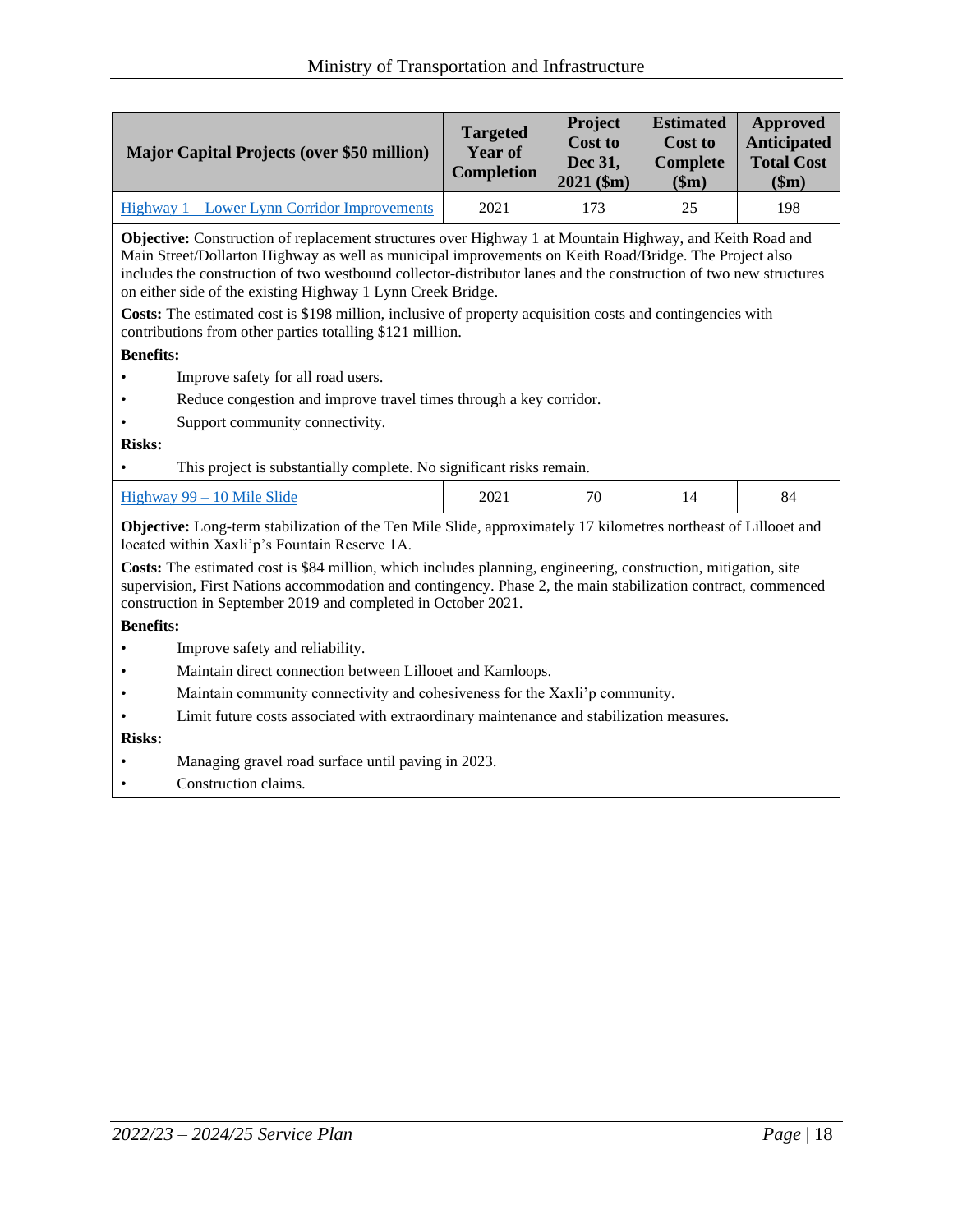| Major Capital Projects (over $50 million) | Targeted Year of Completion | Project Cost to Dec 31, 2021 ($m) | Estimated Cost to Complete ($m) | Approved Anticipated Total Cost ($m) |
|---|---|---|---|---|
| Highway 1 – Lower Lynn Corridor Improvements | 2021 | 173 | 25 | 198 |

**Objective:** Construction of replacement structures over Highway 1 at Mountain Highway, and Keith Road and Main Street/Dollarton Highway as well as municipal improvements on Keith Road/Bridge. The Project also includes the construction of two westbound collector-distributor lanes and the construction of two new structures on either side of the existing Highway 1 Lynn Creek Bridge.

**Costs:** The estimated cost is $198 million, inclusive of property acquisition costs and contingencies with contributions from other parties totalling $121 million.

**Benefits:**

- Improve safety for all road users.
- Reduce congestion and improve travel times through a key corridor.
- Support community connectivity.

**Risks:**

- This project is substantially complete. No significant risks remain.

| Major Capital Projects (over $50 million) | Targeted Year of Completion | Project Cost to Dec 31, 2021 ($m) | Estimated Cost to Complete ($m) | Approved Anticipated Total Cost ($m) |
|---|---|---|---|---|
| Highway 99 – 10 Mile Slide | 2021 | 70 | 14 | 84 |

**Objective:** Long-term stabilization of the Ten Mile Slide, approximately 17 kilometres northeast of Lillooet and located within Xaxli'p's Fountain Reserve 1A.

**Costs:** The estimated cost is $84 million, which includes planning, engineering, construction, mitigation, site supervision, First Nations accommodation and contingency. Phase 2, the main stabilization contract, commenced construction in September 2019 and completed in October 2021.

**Benefits:**

- Improve safety and reliability.
- Maintain direct connection between Lillooet and Kamloops.
- Maintain community connectivity and cohesiveness for the Xaxli'p community.
- Limit future costs associated with extraordinary maintenance and stabilization measures.

**Risks:**

- Managing gravel road surface until paving in 2023.
- Construction claims.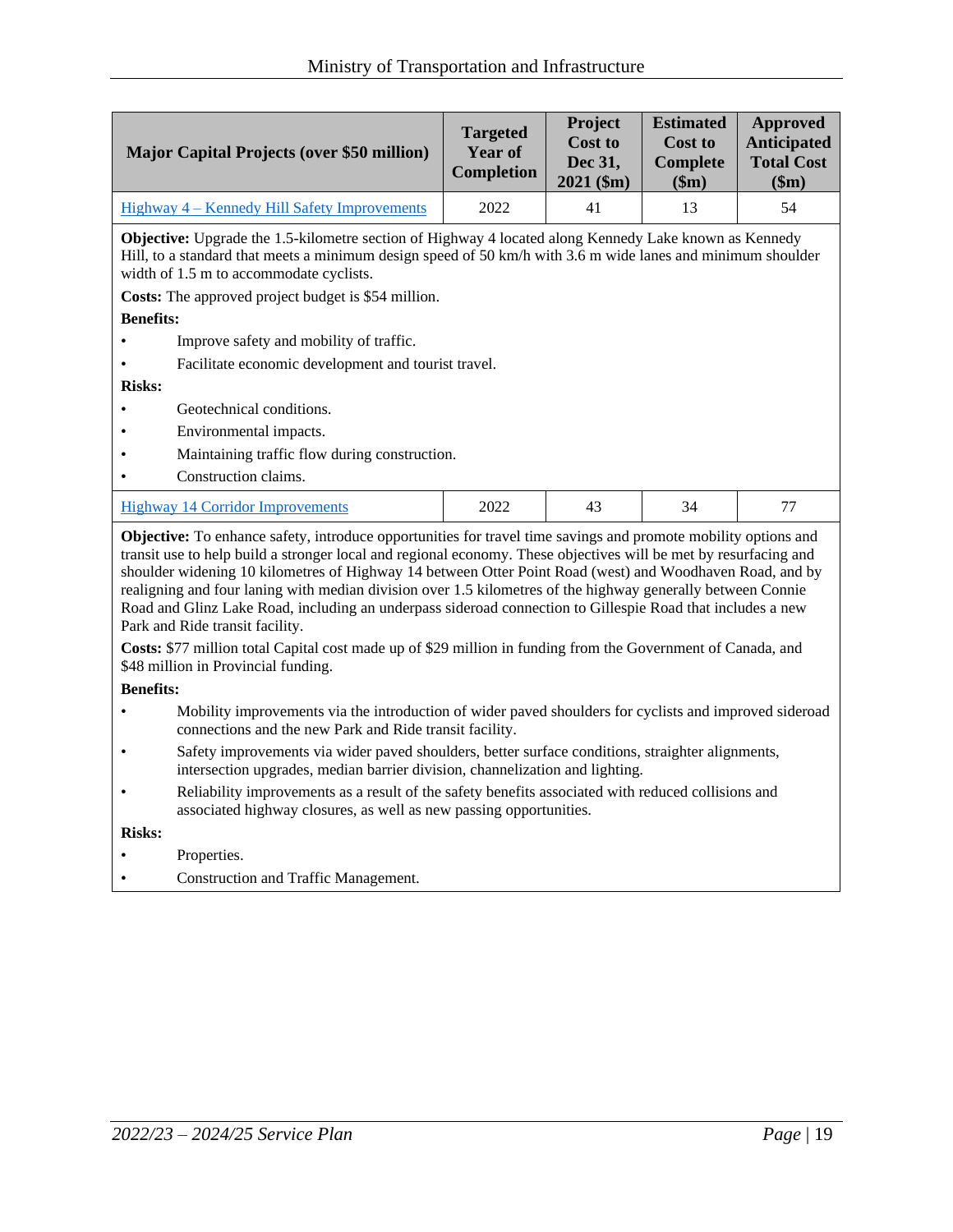| Major Capital Projects (over $50 million) | Targeted Year of Completion | Project Cost to Dec 31, 2021 ($m) | Estimated Cost to Complete ($m) | Approved Anticipated Total Cost ($m) |
|---|---|---|---|---|
| Highway 4 – Kennedy Hill Safety Improvements | 2022 | 41 | 13 | 54 |

**Objective:** Upgrade the 1.5-kilometre section of Highway 4 located along Kennedy Lake known as Kennedy Hill, to a standard that meets a minimum design speed of 50 km/h with 3.6 m wide lanes and minimum shoulder width of 1.5 m to accommodate cyclists.

**Costs:** The approved project budget is $54 million.

**Benefits:**

- Improve safety and mobility of traffic.
- Facilitate economic development and tourist travel.

**Risks:**

- Geotechnical conditions.
- Environmental impacts.
- Maintaining traffic flow during construction.
- Construction claims.

| Major Capital Projects (over $50 million) | Targeted Year of Completion | Project Cost to Dec 31, 2021 ($m) | Estimated Cost to Complete ($m) | Approved Anticipated Total Cost ($m) |
|---|---|---|---|---|
| Highway 14 Corridor Improvements | 2022 | 43 | 34 | 77 |

**Objective:** To enhance safety, introduce opportunities for travel time savings and promote mobility options and transit use to help build a stronger local and regional economy. These objectives will be met by resurfacing and shoulder widening 10 kilometres of Highway 14 between Otter Point Road (west) and Woodhaven Road, and by realigning and four laning with median division over 1.5 kilometres of the highway generally between Connie Road and Glinz Lake Road, including an underpass sideroad connection to Gillespie Road that includes a new Park and Ride transit facility.

**Costs:** $77 million total Capital cost made up of $29 million in funding from the Government of Canada, and $48 million in Provincial funding.

**Benefits:**

- Mobility improvements via the introduction of wider paved shoulders for cyclists and improved sideroad connections and the new Park and Ride transit facility.
- Safety improvements via wider paved shoulders, better surface conditions, straighter alignments, intersection upgrades, median barrier division, channelization and lighting.
- Reliability improvements as a result of the safety benefits associated with reduced collisions and associated highway closures, as well as new passing opportunities.

**Risks:**

- Properties.
- Construction and Traffic Management.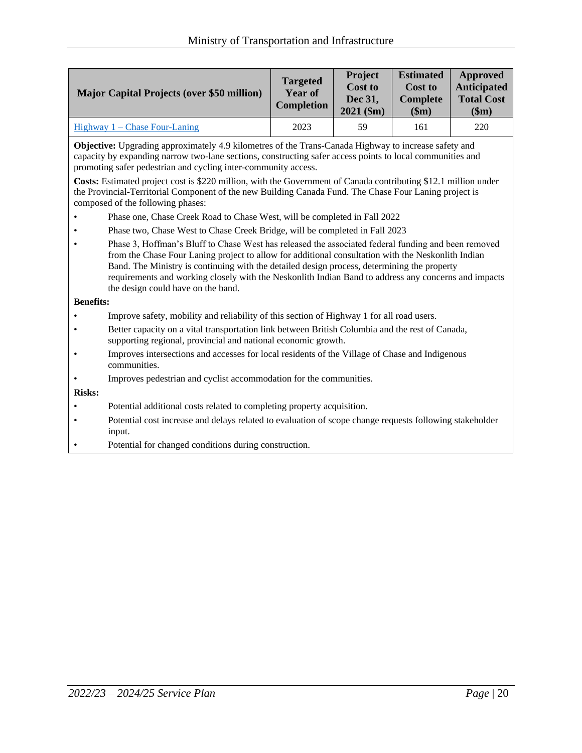| Major Capital Projects (over $50 million) | Targeted Year of Completion | Project Cost to Dec 31, 2021 ($m) | Estimated Cost to Complete ($m) | Approved Anticipated Total Cost ($m) |
|---|---|---|---|---|
| Highway 1 – Chase Four-Laning | 2023 | 59 | 161 | 220 |

**Objective:** Upgrading approximately 4.9 kilometres of the Trans-Canada Highway to increase safety and capacity by expanding narrow two-lane sections, constructing safer access points to local communities and promoting safer pedestrian and cycling inter-community access.

**Costs:** Estimated project cost is $220 million, with the Government of Canada contributing $12.1 million under the Provincial-Territorial Component of the new Building Canada Fund. The Chase Four Laning project is composed of the following phases:

- Phase one, Chase Creek Road to Chase West, will be completed in Fall 2022
- Phase two, Chase West to Chase Creek Bridge, will be completed in Fall 2023
- Phase 3, Hoffman's Bluff to Chase West has released the associated federal funding and been removed from the Chase Four Laning project to allow for additional consultation with the Neskonlith Indian Band. The Ministry is continuing with the detailed design process, determining the property requirements and working closely with the Neskonlith Indian Band to address any concerns and impacts the design could have on the band.

**Benefits:**

- Improve safety, mobility and reliability of this section of Highway 1 for all road users.
- Better capacity on a vital transportation link between British Columbia and the rest of Canada, supporting regional, provincial and national economic growth.
- Improves intersections and accesses for local residents of the Village of Chase and Indigenous communities.
- Improves pedestrian and cyclist accommodation for the communities.

**Risks:**

- Potential additional costs related to completing property acquisition.
- Potential cost increase and delays related to evaluation of scope change requests following stakeholder input.
- Potential for changed conditions during construction.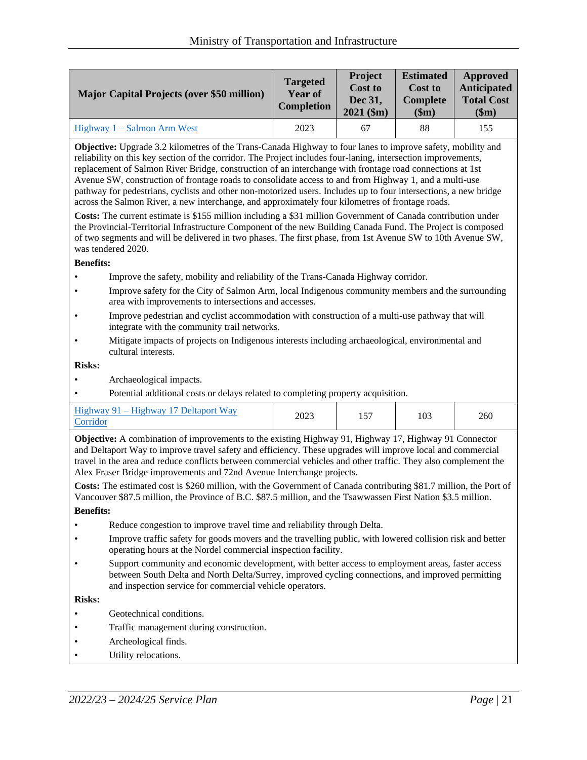| Major Capital Projects (over $50 million) | Targeted Year of Completion | Project Cost to Dec 31, 2021 ($m) | Estimated Cost to Complete ($m) | Approved Anticipated Total Cost ($m) |
|---|---|---|---|---|
| Highway 1 – Salmon Arm West | 2023 | 67 | 88 | 155 |

**Objective:** Upgrade 3.2 kilometres of the Trans-Canada Highway to four lanes to improve safety, mobility and reliability on this key section of the corridor. The Project includes four-laning, intersection improvements, replacement of Salmon River Bridge, construction of an interchange with frontage road connections at 1st Avenue SW, construction of frontage roads to consolidate access to and from Highway 1, and a multi-use pathway for pedestrians, cyclists and other non-motorized users. Includes up to four intersections, a new bridge across the Salmon River, a new interchange, and approximately four kilometres of frontage roads.

**Costs:** The current estimate is $155 million including a $31 million Government of Canada contribution under the Provincial-Territorial Infrastructure Component of the new Building Canada Fund. The Project is composed of two segments and will be delivered in two phases. The first phase, from 1st Avenue SW to 10th Avenue SW, was tendered 2020.

**Benefits:**

- Improve the safety, mobility and reliability of the Trans-Canada Highway corridor.
- Improve safety for the City of Salmon Arm, local Indigenous community members and the surrounding area with improvements to intersections and accesses.
- Improve pedestrian and cyclist accommodation with construction of a multi-use pathway that will integrate with the community trail networks.
- Mitigate impacts of projects on Indigenous interests including archaeological, environmental and cultural interests.

**Risks:**

- Archaeological impacts.
- Potential additional costs or delays related to completing property acquisition.

| Major Capital Projects (over $50 million) | Targeted Year of Completion | Project Cost to Dec 31, 2021 ($m) | Estimated Cost to Complete ($m) | Approved Anticipated Total Cost ($m) |
|---|---|---|---|---|
| Highway 91 – Highway 17 Deltaport Way Corridor | 2023 | 157 | 103 | 260 |

**Objective:** A combination of improvements to the existing Highway 91, Highway 17, Highway 91 Connector and Deltaport Way to improve travel safety and efficiency. These upgrades will improve local and commercial travel in the area and reduce conflicts between commercial vehicles and other traffic. They also complement the Alex Fraser Bridge improvements and 72nd Avenue Interchange projects.

**Costs:** The estimated cost is $260 million, with the Government of Canada contributing $81.7 million, the Port of Vancouver $87.5 million, the Province of B.C. $87.5 million, and the Tsawwassen First Nation $3.5 million.

**Benefits:**

- Reduce congestion to improve travel time and reliability through Delta.
- Improve traffic safety for goods movers and the travelling public, with lowered collision risk and better operating hours at the Nordel commercial inspection facility.
- Support community and economic development, with better access to employment areas, faster access between South Delta and North Delta/Surrey, improved cycling connections, and improved permitting and inspection service for commercial vehicle operators.

**Risks:**

- Geotechnical conditions.
- Traffic management during construction.
- Archeological finds.
- Utility relocations.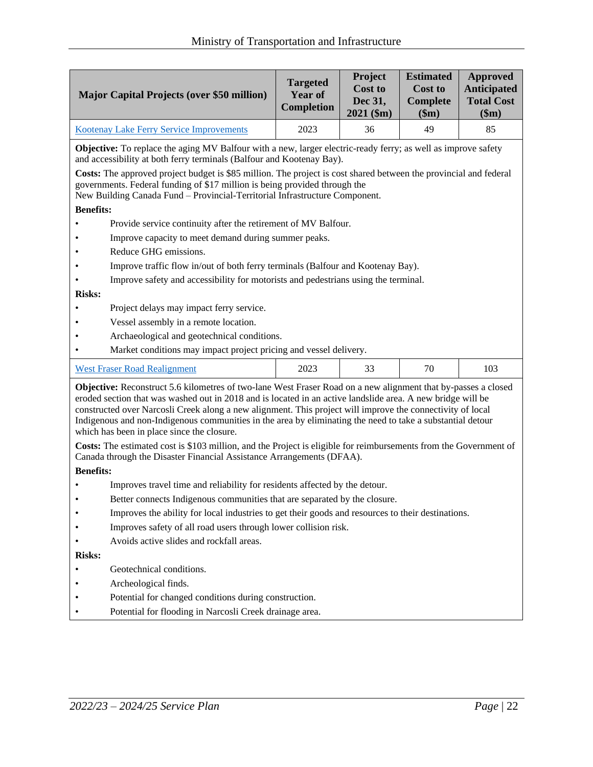| Major Capital Projects (over $50 million) | Targeted Year of Completion | Project Cost to Dec 31, 2021 ($m) | Estimated Cost to Complete ($m) | Approved Anticipated Total Cost ($m) |
|---|---|---|---|---|
| Kootenay Lake Ferry Service Improvements | 2023 | 36 | 49 | 85 |

**Objective:** To replace the aging MV Balfour with a new, larger electric-ready ferry; as well as improve safety and accessibility at both ferry terminals (Balfour and Kootenay Bay).

**Costs:** The approved project budget is $85 million. The project is cost shared between the provincial and federal governments. Federal funding of $17 million is being provided through the New Building Canada Fund – Provincial-Territorial Infrastructure Component.

**Benefits:**

- Provide service continuity after the retirement of MV Balfour.
- Improve capacity to meet demand during summer peaks.
- Reduce GHG emissions.
- Improve traffic flow in/out of both ferry terminals (Balfour and Kootenay Bay).
- Improve safety and accessibility for motorists and pedestrians using the terminal.

**Risks:**

- Project delays may impact ferry service.
- Vessel assembly in a remote location.
- Archaeological and geotechnical conditions.
- Market conditions may impact project pricing and vessel delivery.

| Major Capital Projects (over $50 million) | Targeted Year of Completion | Project Cost to Dec 31, 2021 ($m) | Estimated Cost to Complete ($m) | Approved Anticipated Total Cost ($m) |
|---|---|---|---|---|
| West Fraser Road Realignment | 2023 | 33 | 70 | 103 |

**Objective:** Reconstruct 5.6 kilometres of two-lane West Fraser Road on a new alignment that by-passes a closed eroded section that was washed out in 2018 and is located in an active landslide area. A new bridge will be constructed over Narcosli Creek along a new alignment. This project will improve the connectivity of local Indigenous and non-Indigenous communities in the area by eliminating the need to take a substantial detour which has been in place since the closure.

**Costs:** The estimated cost is $103 million, and the Project is eligible for reimbursements from the Government of Canada through the Disaster Financial Assistance Arrangements (DFAA).

**Benefits:**

- Improves travel time and reliability for residents affected by the detour.
- Better connects Indigenous communities that are separated by the closure.
- Improves the ability for local industries to get their goods and resources to their destinations.
- Improves safety of all road users through lower collision risk.
- Avoids active slides and rockfall areas.

**Risks:**

- Geotechnical conditions.
- Archeological finds.
- Potential for changed conditions during construction.
- Potential for flooding in Narcosli Creek drainage area.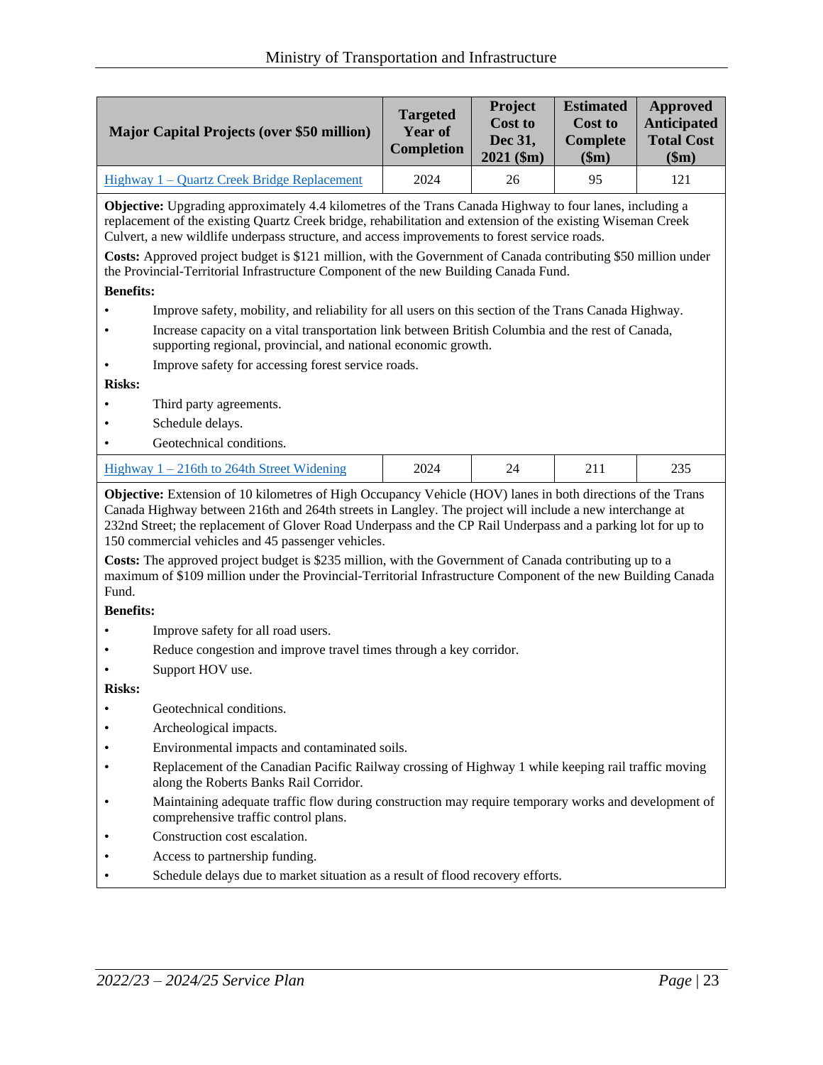| Major Capital Projects (over $50 million) | Targeted Year of Completion | Project Cost to Dec 31, 2021 ($m) | Estimated Cost to Complete ($m) | Approved Anticipated Total Cost ($m) |
|---|---|---|---|---|
| Highway 1 – Quartz Creek Bridge Replacement | 2024 | 26 | 95 | 121 |

**Objective:** Upgrading approximately 4.4 kilometres of the Trans Canada Highway to four lanes, including a replacement of the existing Quartz Creek bridge, rehabilitation and extension of the existing Wiseman Creek Culvert, a new wildlife underpass structure, and access improvements to forest service roads.

**Costs:** Approved project budget is $121 million, with the Government of Canada contributing $50 million under the Provincial-Territorial Infrastructure Component of the new Building Canada Fund.

**Benefits:**

- Improve safety, mobility, and reliability for all users on this section of the Trans Canada Highway.
- Increase capacity on a vital transportation link between British Columbia and the rest of Canada, supporting regional, provincial, and national economic growth.
- Improve safety for accessing forest service roads.

**Risks:**

- Third party agreements.
- Schedule delays.
- Geotechnical conditions.

| Major Capital Projects (over $50 million) | Targeted Year of Completion | Project Cost to Dec 31, 2021 ($m) | Estimated Cost to Complete ($m) | Approved Anticipated Total Cost ($m) |
|---|---|---|---|---|
| Highway 1 – 216th to 264th Street Widening | 2024 | 24 | 211 | 235 |

**Objective:** Extension of 10 kilometres of High Occupancy Vehicle (HOV) lanes in both directions of the Trans Canada Highway between 216th and 264th streets in Langley. The project will include a new interchange at 232nd Street; the replacement of Glover Road Underpass and the CP Rail Underpass and a parking lot for up to 150 commercial vehicles and 45 passenger vehicles.

**Costs:** The approved project budget is $235 million, with the Government of Canada contributing up to a maximum of $109 million under the Provincial-Territorial Infrastructure Component of the new Building Canada Fund.

**Benefits:**

- Improve safety for all road users.
- Reduce congestion and improve travel times through a key corridor.
- Support HOV use.

**Risks:**

- Geotechnical conditions.
- Archeological impacts.
- Environmental impacts and contaminated soils.
- Replacement of the Canadian Pacific Railway crossing of Highway 1 while keeping rail traffic moving along the Roberts Banks Rail Corridor.
- Maintaining adequate traffic flow during construction may require temporary works and development of comprehensive traffic control plans.
- Construction cost escalation.
- Access to partnership funding.
- Schedule delays due to market situation as a result of flood recovery efforts.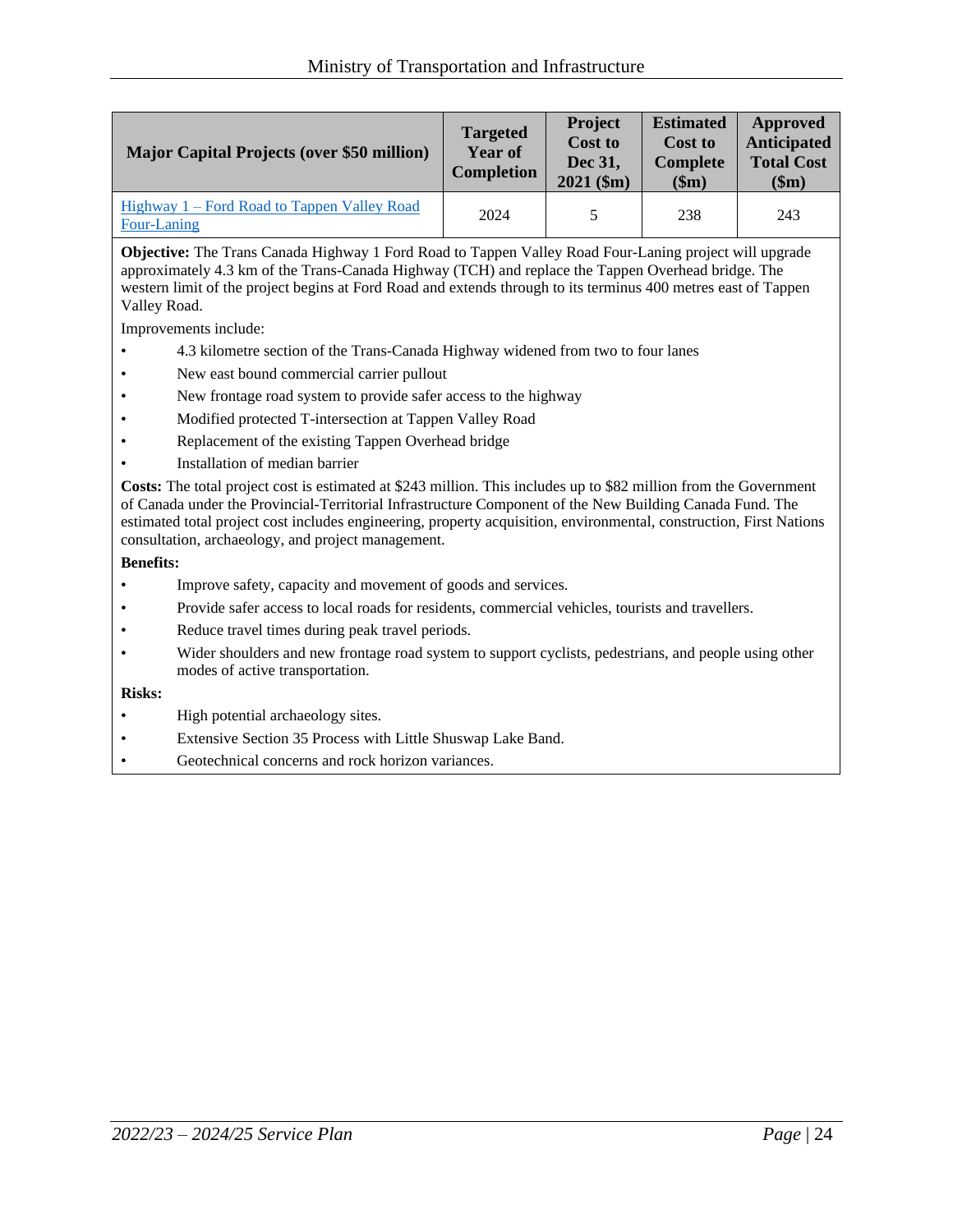| Major Capital Projects (over $50 million) | Targeted Year of Completion | Project Cost to Dec 31, 2021 ($m) | Estimated Cost to Complete ($m) | Approved Anticipated Total Cost ($m) |
|---|---|---|---|---|
| Highway 1 – Ford Road to Tappen Valley Road Four-Laning | 2024 | 5 | 238 | 243 |

**Objective:** The Trans Canada Highway 1 Ford Road to Tappen Valley Road Four-Laning project will upgrade approximately 4.3 km of the Trans-Canada Highway (TCH) and replace the Tappen Overhead bridge. The western limit of the project begins at Ford Road and extends through to its terminus 400 metres east of Tappen Valley Road.

Improvements include:

- 4.3 kilometre section of the Trans-Canada Highway widened from two to four lanes
- New east bound commercial carrier pullout
- New frontage road system to provide safer access to the highway
- Modified protected T-intersection at Tappen Valley Road
- Replacement of the existing Tappen Overhead bridge
- Installation of median barrier

**Costs:** The total project cost is estimated at $243 million. This includes up to $82 million from the Government of Canada under the Provincial-Territorial Infrastructure Component of the New Building Canada Fund. The estimated total project cost includes engineering, property acquisition, environmental, construction, First Nations consultation, archaeology, and project management.

**Benefits:**

- Improve safety, capacity and movement of goods and services.
- Provide safer access to local roads for residents, commercial vehicles, tourists and travellers.
- Reduce travel times during peak travel periods.
- Wider shoulders and new frontage road system to support cyclists, pedestrians, and people using other modes of active transportation.

**Risks:**

- High potential archaeology sites.
- Extensive Section 35 Process with Little Shuswap Lake Band.
- Geotechnical concerns and rock horizon variances.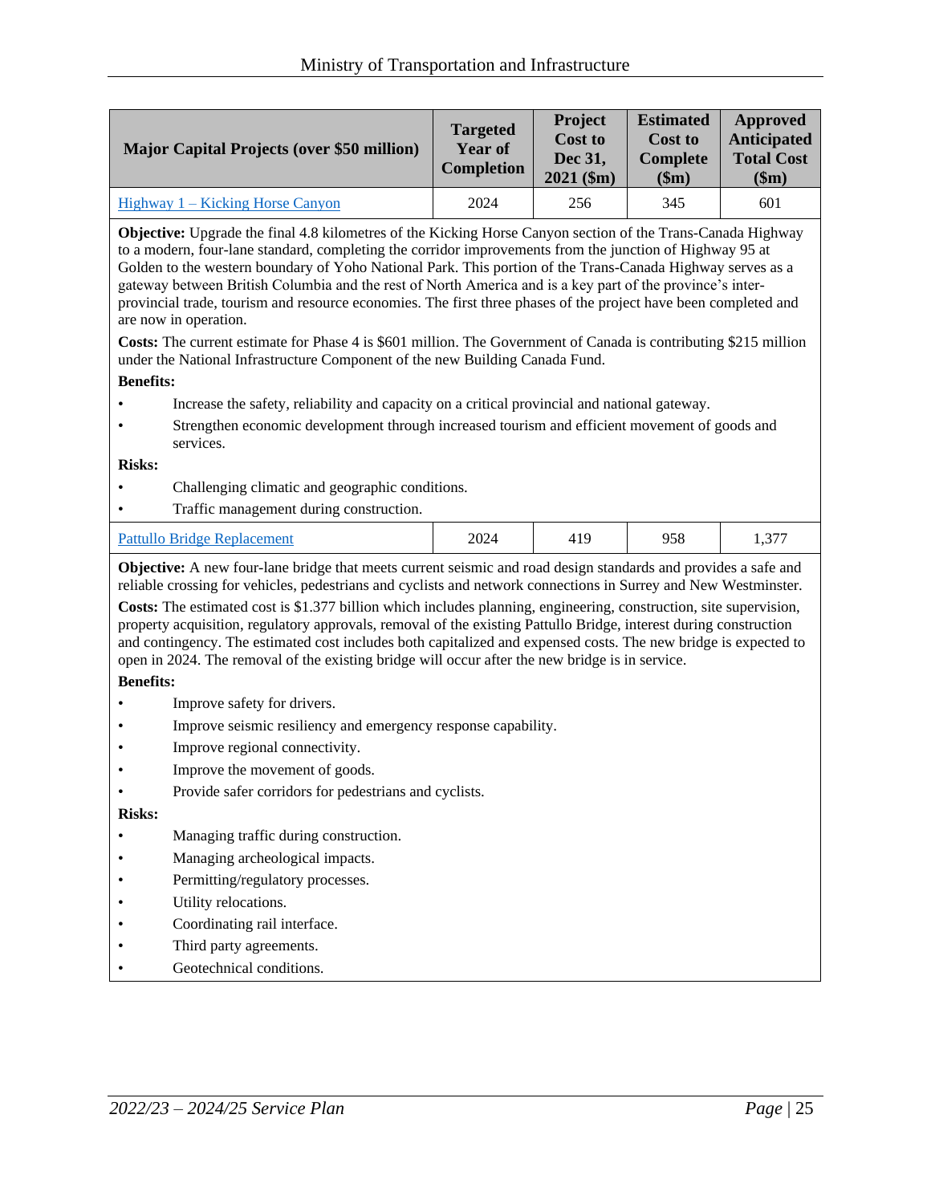| Major Capital Projects (over $50 million) | Targeted Year of Completion | Project Cost to Dec 31, 2021 ($m) | Estimated Cost to Complete ($m) | Approved Anticipated Total Cost ($m) |
|---|---|---|---|---|
| Highway 1 – Kicking Horse Canyon | 2024 | 256 | 345 | 601 |

**Objective:** Upgrade the final 4.8 kilometres of the Kicking Horse Canyon section of the Trans-Canada Highway to a modern, four-lane standard, completing the corridor improvements from the junction of Highway 95 at Golden to the western boundary of Yoho National Park. This portion of the Trans-Canada Highway serves as a gateway between British Columbia and the rest of North America and is a key part of the province's inter-provincial trade, tourism and resource economies. The first three phases of the project have been completed and are now in operation.

**Costs:** The current estimate for Phase 4 is $601 million. The Government of Canada is contributing $215 million under the National Infrastructure Component of the new Building Canada Fund.

**Benefits:**

- Increase the safety, reliability and capacity on a critical provincial and national gateway.
- Strengthen economic development through increased tourism and efficient movement of goods and services.

**Risks:**

- Challenging climatic and geographic conditions.
- Traffic management during construction.

| Major Capital Projects (over $50 million) | Targeted Year of Completion | Project Cost to Dec 31, 2021 ($m) | Estimated Cost to Complete ($m) | Approved Anticipated Total Cost ($m) |
|---|---|---|---|---|
| Pattullo Bridge Replacement | 2024 | 419 | 958 | 1,377 |

**Objective:** A new four-lane bridge that meets current seismic and road design standards and provides a safe and reliable crossing for vehicles, pedestrians and cyclists and network connections in Surrey and New Westminster.

**Costs:** The estimated cost is $1.377 billion which includes planning, engineering, construction, site supervision, property acquisition, regulatory approvals, removal of the existing Pattullo Bridge, interest during construction and contingency. The estimated cost includes both capitalized and expensed costs. The new bridge is expected to open in 2024. The removal of the existing bridge will occur after the new bridge is in service.

**Benefits:**

- Improve safety for drivers.
- Improve seismic resiliency and emergency response capability.
- Improve regional connectivity.
- Improve the movement of goods.
- Provide safer corridors for pedestrians and cyclists.

**Risks:**

- Managing traffic during construction.
- Managing archeological impacts.
- Permitting/regulatory processes.
- Utility relocations.
- Coordinating rail interface.
- Third party agreements.
- Geotechnical conditions.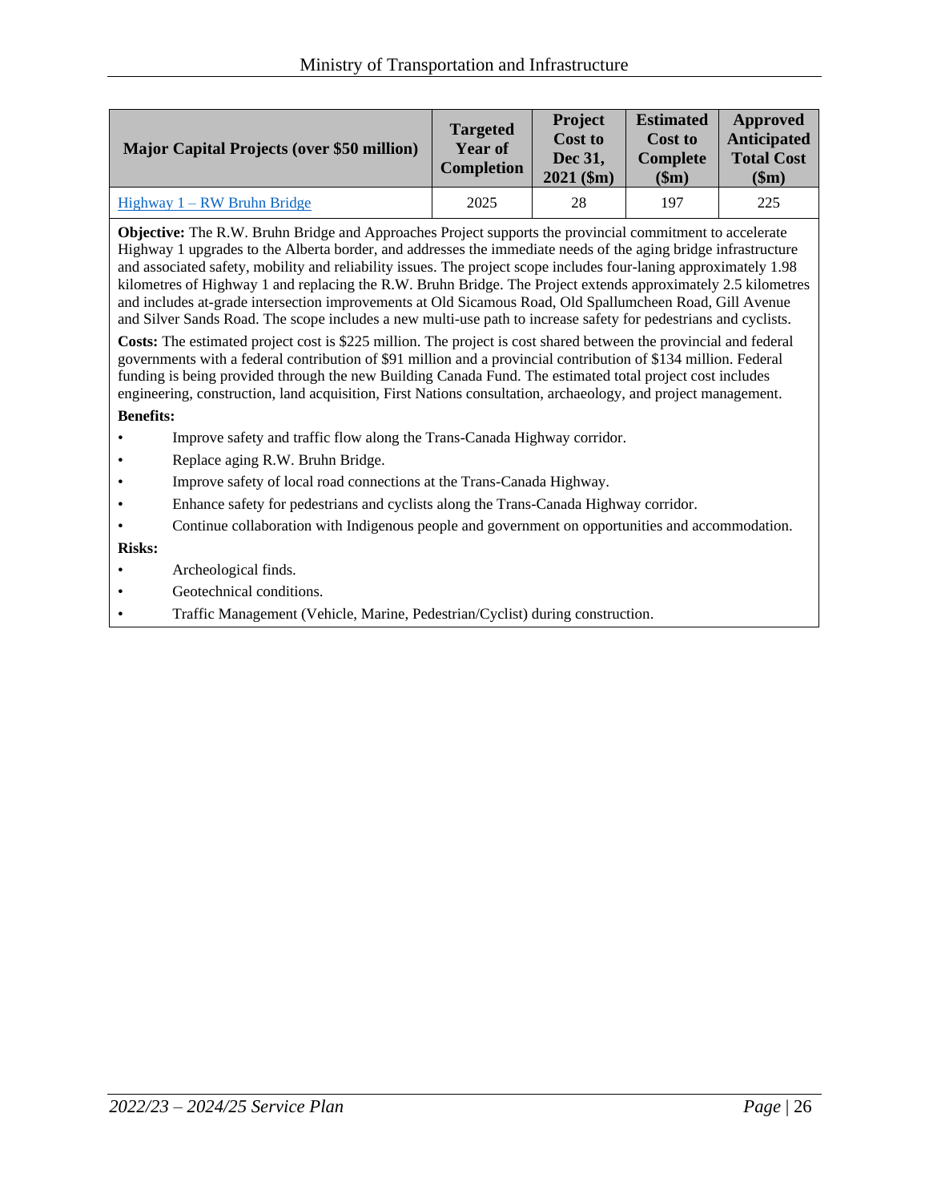| Major Capital Projects (over $50 million) | Targeted Year of Completion | Project Cost to Dec 31, 2021 ($m) | Estimated Cost to Complete ($m) | Approved Anticipated Total Cost ($m) |
|---|---|---|---|---|
| Highway 1 – RW Bruhn Bridge | 2025 | 28 | 197 | 225 |

**Objective:** The R.W. Bruhn Bridge and Approaches Project supports the provincial commitment to accelerate Highway 1 upgrades to the Alberta border, and addresses the immediate needs of the aging bridge infrastructure and associated safety, mobility and reliability issues. The project scope includes four-laning approximately 1.98 kilometres of Highway 1 and replacing the R.W. Bruhn Bridge. The Project extends approximately 2.5 kilometres and includes at-grade intersection improvements at Old Sicamous Road, Old Spallumcheen Road, Gill Avenue and Silver Sands Road. The scope includes a new multi-use path to increase safety for pedestrians and cyclists.

**Costs:** The estimated project cost is $225 million. The project is cost shared between the provincial and federal governments with a federal contribution of $91 million and a provincial contribution of $134 million. Federal funding is being provided through the new Building Canada Fund. The estimated total project cost includes engineering, construction, land acquisition, First Nations consultation, archaeology, and project management.

**Benefits:**

- Improve safety and traffic flow along the Trans-Canada Highway corridor.
- Replace aging R.W. Bruhn Bridge.
- Improve safety of local road connections at the Trans-Canada Highway.
- Enhance safety for pedestrians and cyclists along the Trans-Canada Highway corridor.
- Continue collaboration with Indigenous people and government on opportunities and accommodation.

**Risks:**

- Archeological finds.
- Geotechnical conditions.
- Traffic Management (Vehicle, Marine, Pedestrian/Cyclist) during construction.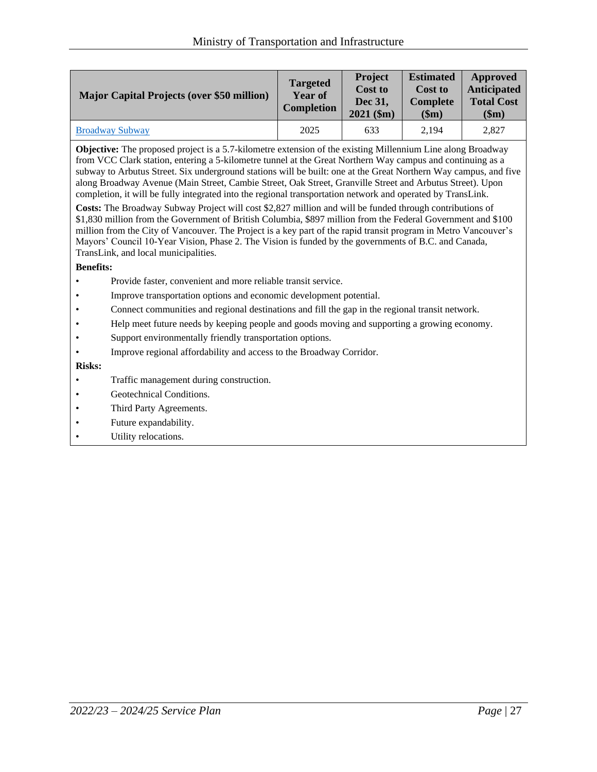| Major Capital Projects (over $50 million) | Targeted Year of Completion | Project Cost to Dec 31, 2021 ($m) | Estimated Cost to Complete ($m) | Approved Anticipated Total Cost ($m) |
|---|---|---|---|---|
| Broadway Subway | 2025 | 633 | 2,194 | 2,827 |

**Objective:** The proposed project is a 5.7-kilometre extension of the existing Millennium Line along Broadway from VCC Clark station, entering a 5-kilometre tunnel at the Great Northern Way campus and continuing as a subway to Arbutus Street. Six underground stations will be built: one at the Great Northern Way campus, and five along Broadway Avenue (Main Street, Cambie Street, Oak Street, Granville Street and Arbutus Street). Upon completion, it will be fully integrated into the regional transportation network and operated by TransLink.

**Costs:** The Broadway Subway Project will cost $2,827 million and will be funded through contributions of $1,830 million from the Government of British Columbia, $897 million from the Federal Government and $100 million from the City of Vancouver. The Project is a key part of the rapid transit program in Metro Vancouver's Mayors' Council 10-Year Vision, Phase 2. The Vision is funded by the governments of B.C. and Canada, TransLink, and local municipalities.

**Benefits:**

- Provide faster, convenient and more reliable transit service.
- Improve transportation options and economic development potential.
- Connect communities and regional destinations and fill the gap in the regional transit network.
- Help meet future needs by keeping people and goods moving and supporting a growing economy.
- Support environmentally friendly transportation options.
- Improve regional affordability and access to the Broadway Corridor.

**Risks:**

- Traffic management during construction.
- Geotechnical Conditions.
- Third Party Agreements.
- Future expandability.
- Utility relocations.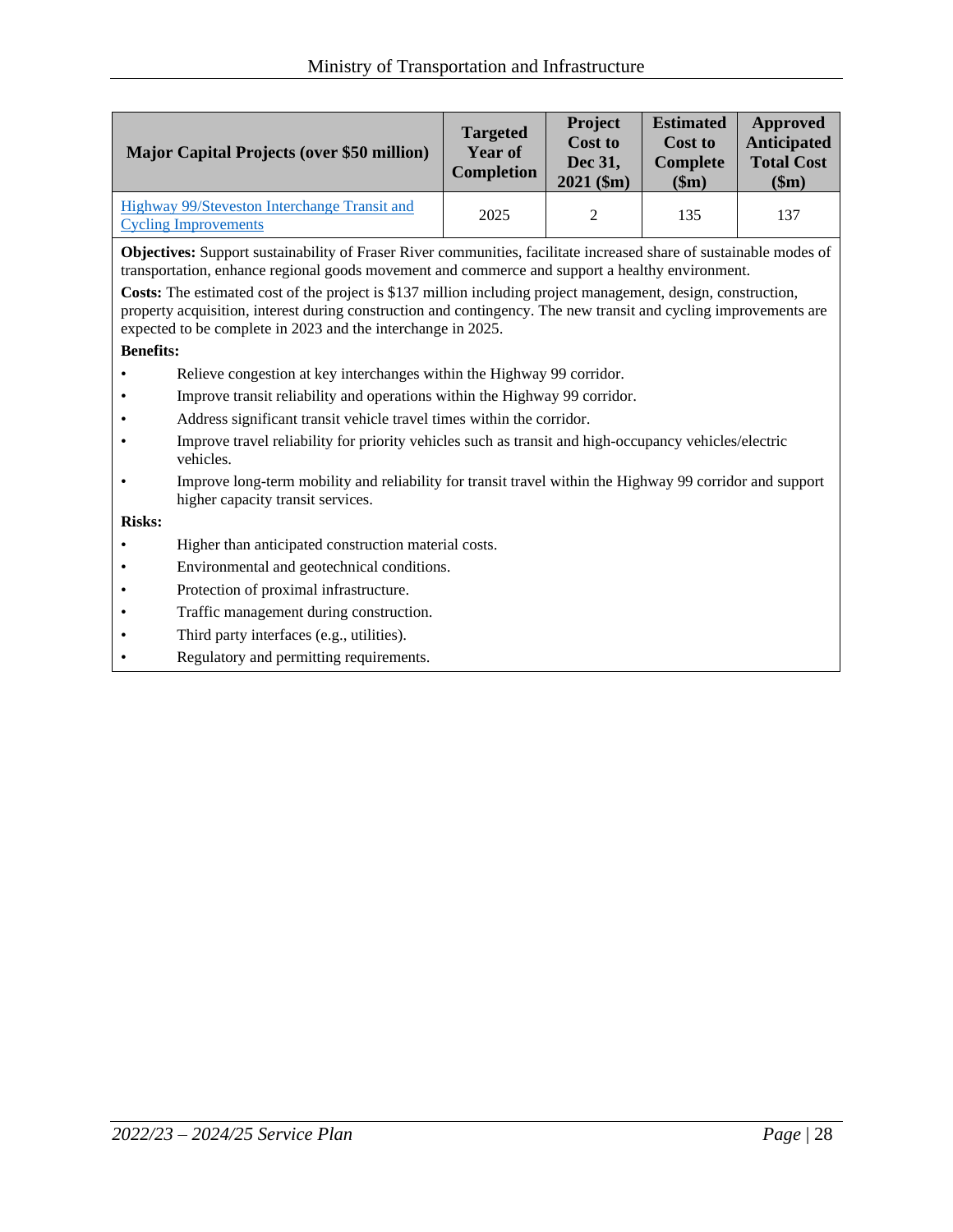| Major Capital Projects (over $50 million) | Targeted Year of Completion | Project Cost to Dec 31, 2021 ($m) | Estimated Cost to Complete ($m) | Approved Anticipated Total Cost ($m) |
|---|---|---|---|---|
| Highway 99/Steveston Interchange Transit and Cycling Improvements | 2025 | 2 | 135 | 137 |

**Objectives:** Support sustainability of Fraser River communities, facilitate increased share of sustainable modes of transportation, enhance regional goods movement and commerce and support a healthy environment.

**Costs:** The estimated cost of the project is $137 million including project management, design, construction, property acquisition, interest during construction and contingency. The new transit and cycling improvements are expected to be complete in 2023 and the interchange in 2025.

**Benefits:**

- Relieve congestion at key interchanges within the Highway 99 corridor.
- Improve transit reliability and operations within the Highway 99 corridor.
- Address significant transit vehicle travel times within the corridor.
- Improve travel reliability for priority vehicles such as transit and high-occupancy vehicles/electric vehicles.
- Improve long-term mobility and reliability for transit travel within the Highway 99 corridor and support higher capacity transit services.

**Risks:**

- Higher than anticipated construction material costs.
- Environmental and geotechnical conditions.
- Protection of proximal infrastructure.
- Traffic management during construction.
- Third party interfaces (e.g., utilities).
- Regulatory and permitting requirements.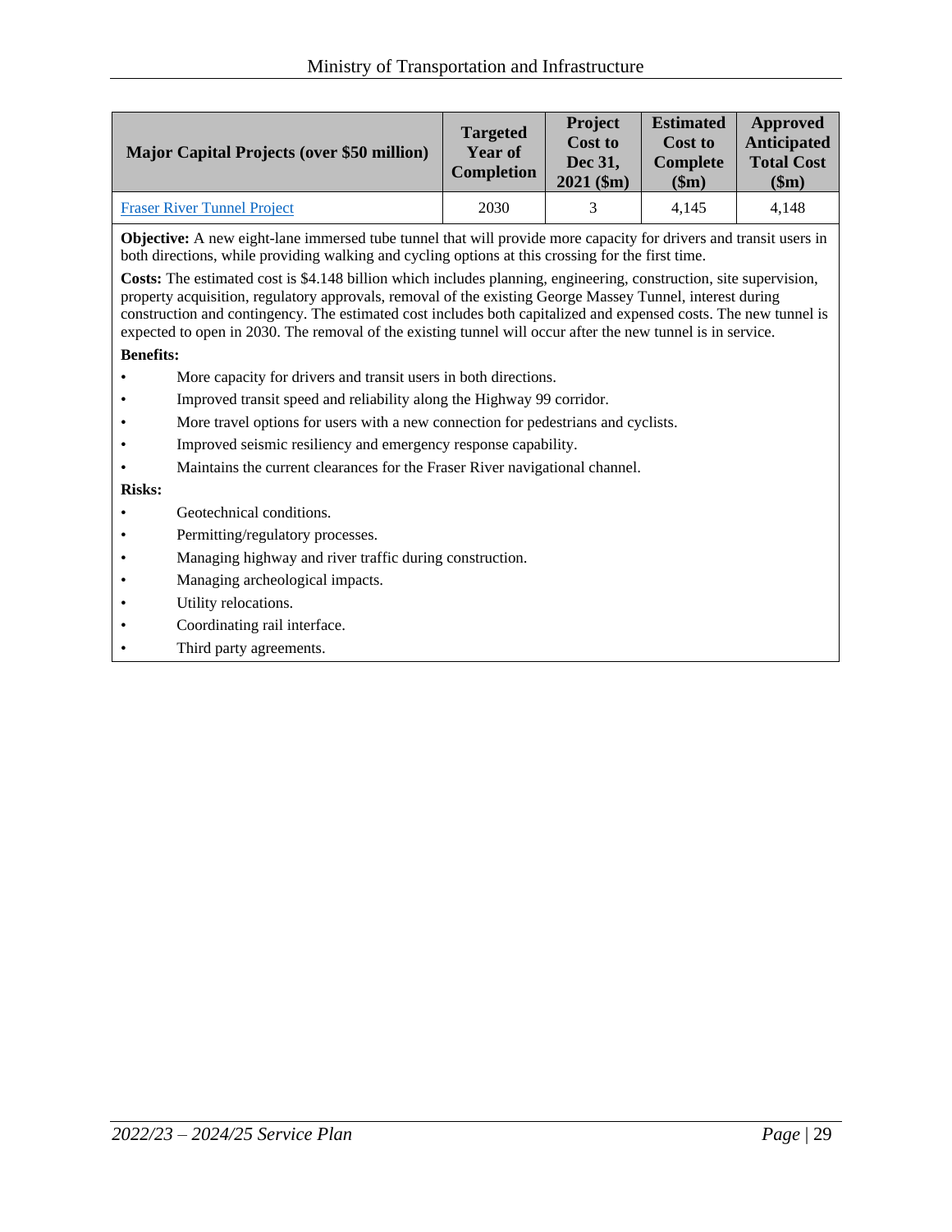| Major Capital Projects (over $50 million) | Targeted Year of Completion | Project Cost to Dec 31, 2021 ($m) | Estimated Cost to Complete ($m) | Approved Anticipated Total Cost ($m) |
|---|---|---|---|---|
| Fraser River Tunnel Project | 2030 | 3 | 4,145 | 4,148 |

**Objective:** A new eight-lane immersed tube tunnel that will provide more capacity for drivers and transit users in both directions, while providing walking and cycling options at this crossing for the first time.

**Costs:** The estimated cost is $4.148 billion which includes planning, engineering, construction, site supervision, property acquisition, regulatory approvals, removal of the existing George Massey Tunnel, interest during construction and contingency. The estimated cost includes both capitalized and expensed costs. The new tunnel is expected to open in 2030. The removal of the existing tunnel will occur after the new tunnel is in service.

**Benefits:**

- More capacity for drivers and transit users in both directions.
- Improved transit speed and reliability along the Highway 99 corridor.
- More travel options for users with a new connection for pedestrians and cyclists.
- Improved seismic resiliency and emergency response capability.
- Maintains the current clearances for the Fraser River navigational channel.

**Risks:**

- Geotechnical conditions.
- Permitting/regulatory processes.
- Managing highway and river traffic during construction.
- Managing archeological impacts.
- Utility relocations.
- Coordinating rail interface.
- Third party agreements.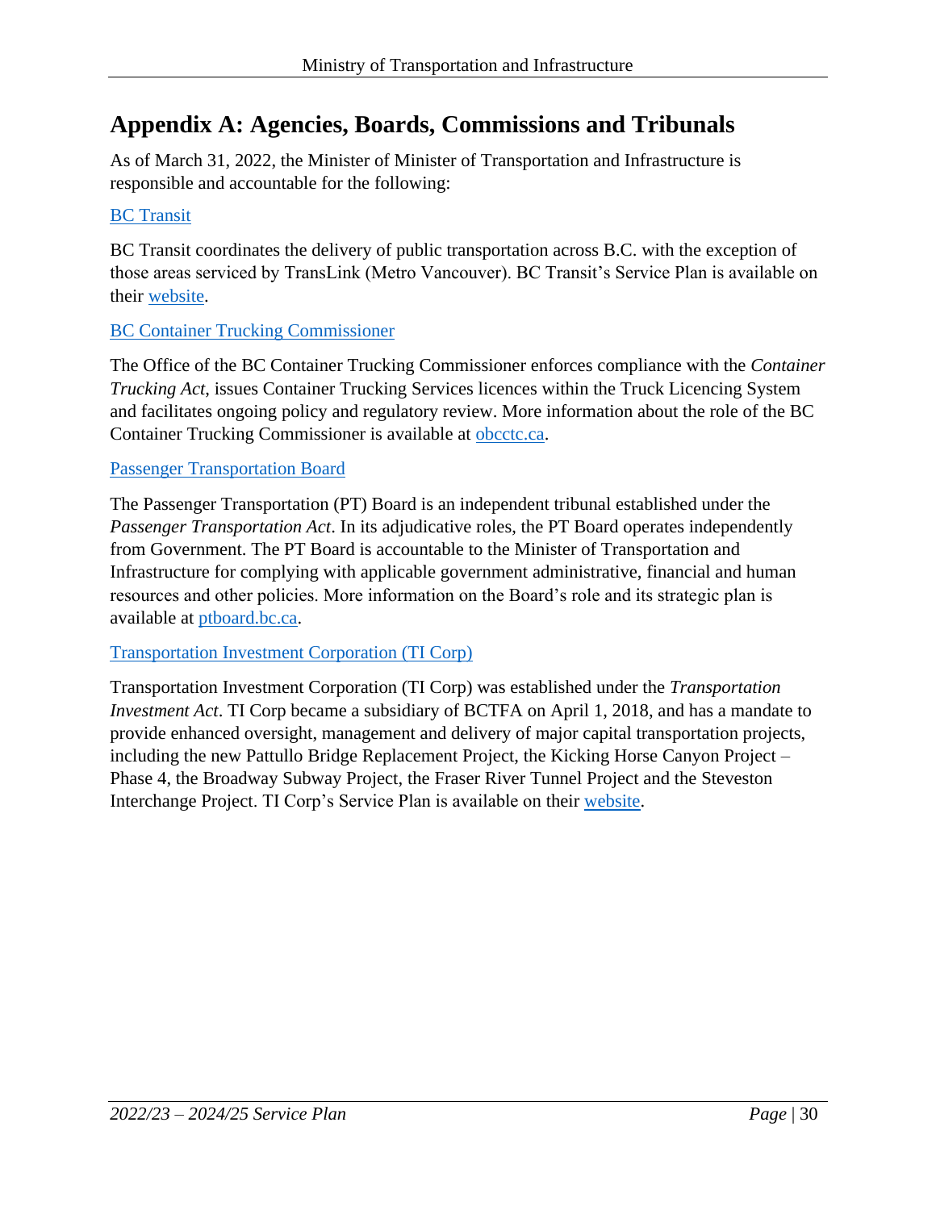# Appendix A: Agencies, Boards, Commissions and Tribunals

As of March 31, 2022, the Minister of Minister of Transportation and Infrastructure is responsible and accountable for the following:

BC Transit

BC Transit coordinates the delivery of public transportation across B.C. with the exception of those areas serviced by TransLink (Metro Vancouver). BC Transit's Service Plan is available on their website.

BC Container Trucking Commissioner

The Office of the BC Container Trucking Commissioner enforces compliance with the *Container Trucking Act*, issues Container Trucking Services licences within the Truck Licencing System and facilitates ongoing policy and regulatory review. More information about the role of the BC Container Trucking Commissioner is available at obcctc.ca.

Passenger Transportation Board

The Passenger Transportation (PT) Board is an independent tribunal established under the *Passenger Transportation Act*. In its adjudicative roles, the PT Board operates independently from Government. The PT Board is accountable to the Minister of Transportation and Infrastructure for complying with applicable government administrative, financial and human resources and other policies. More information on the Board's role and its strategic plan is available at ptboard.bc.ca.

Transportation Investment Corporation (TI Corp)

Transportation Investment Corporation (TI Corp) was established under the *Transportation Investment Act*. TI Corp became a subsidiary of BCTFA on April 1, 2018, and has a mandate to provide enhanced oversight, management and delivery of major capital transportation projects, including the new Pattullo Bridge Replacement Project, the Kicking Horse Canyon Project – Phase 4, the Broadway Subway Project, the Fraser River Tunnel Project and the Steveston Interchange Project. TI Corp's Service Plan is available on their website.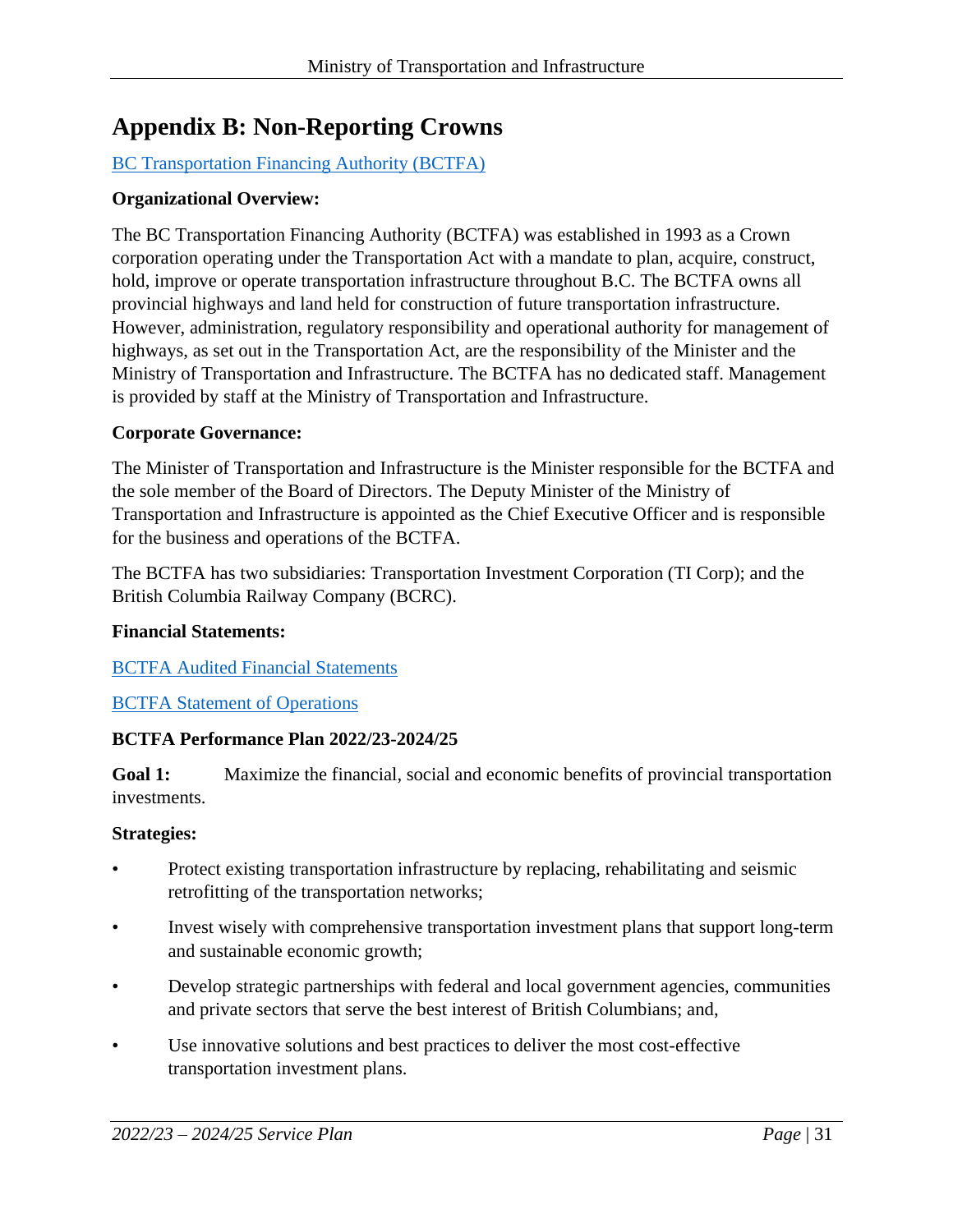# Appendix B: Non-Reporting Crowns

BC Transportation Financing Authority (BCTFA)

**Organizational Overview:**

The BC Transportation Financing Authority (BCTFA) was established in 1993 as a Crown corporation operating under the Transportation Act with a mandate to plan, acquire, construct, hold, improve or operate transportation infrastructure throughout B.C. The BCTFA owns all provincial highways and land held for construction of future transportation infrastructure. However, administration, regulatory responsibility and operational authority for management of highways, as set out in the Transportation Act, are the responsibility of the Minister and the Ministry of Transportation and Infrastructure. The BCTFA has no dedicated staff. Management is provided by staff at the Ministry of Transportation and Infrastructure.

**Corporate Governance:**

The Minister of Transportation and Infrastructure is the Minister responsible for the BCTFA and the sole member of the Board of Directors. The Deputy Minister of the Ministry of Transportation and Infrastructure is appointed as the Chief Executive Officer and is responsible for the business and operations of the BCTFA.

The BCTFA has two subsidiaries: Transportation Investment Corporation (TI Corp); and the British Columbia Railway Company (BCRC).

**Financial Statements:**

BCTFA Audited Financial Statements

BCTFA Statement of Operations

**BCTFA Performance Plan 2022/23-2024/25**

**Goal 1:** Maximize the financial, social and economic benefits of provincial transportation investments.

**Strategies:**

- Protect existing transportation infrastructure by replacing, rehabilitating and seismic retrofitting of the transportation networks;
- Invest wisely with comprehensive transportation investment plans that support long-term and sustainable economic growth;
- Develop strategic partnerships with federal and local government agencies, communities and private sectors that serve the best interest of British Columbians; and,
- Use innovative solutions and best practices to deliver the most cost-effective transportation investment plans.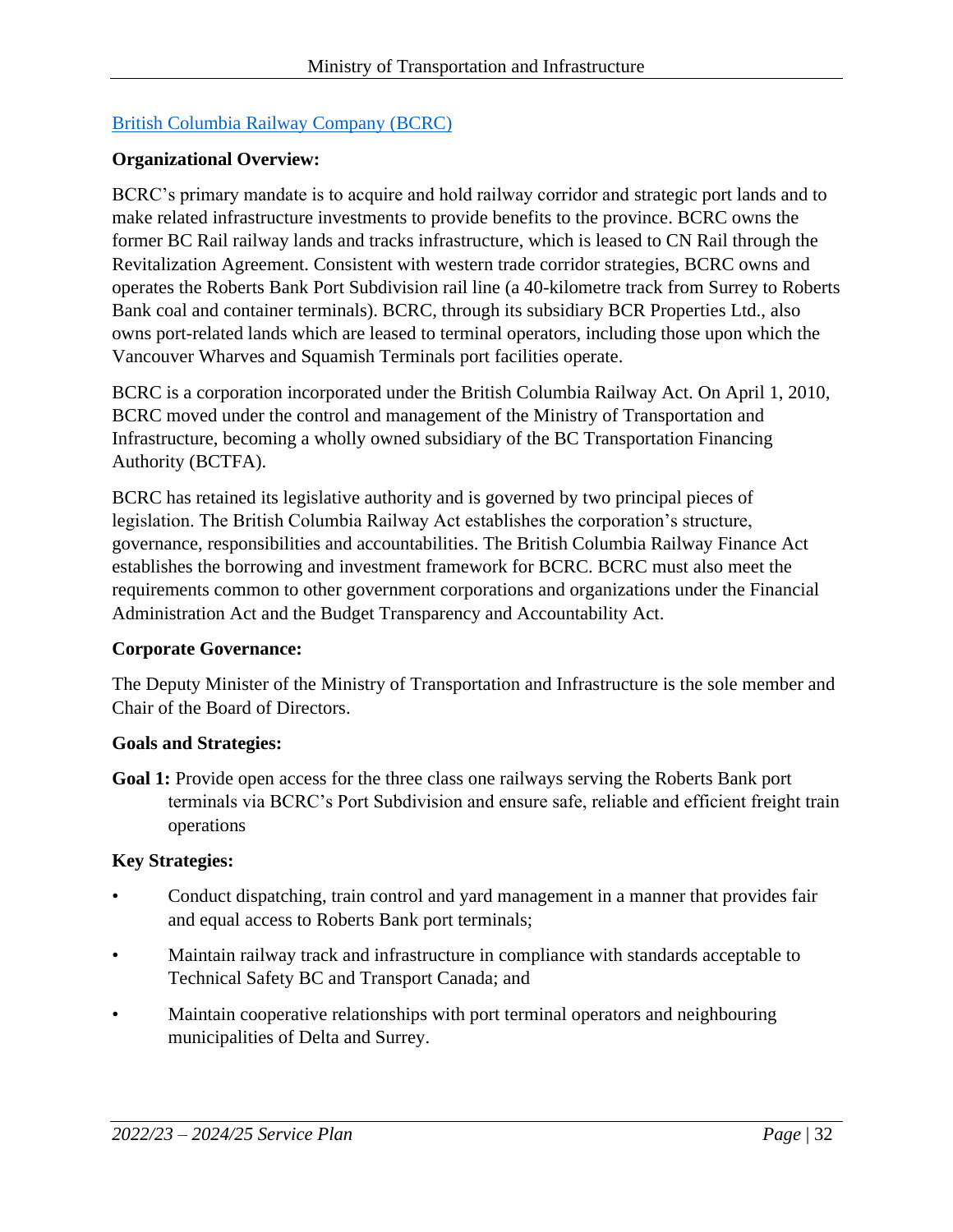## British Columbia Railway Company (BCRC)

**Organizational Overview:**

BCRC's primary mandate is to acquire and hold railway corridor and strategic port lands and to make related infrastructure investments to provide benefits to the province. BCRC owns the former BC Rail railway lands and tracks infrastructure, which is leased to CN Rail through the Revitalization Agreement. Consistent with western trade corridor strategies, BCRC owns and operates the Roberts Bank Port Subdivision rail line (a 40-kilometre track from Surrey to Roberts Bank coal and container terminals). BCRC, through its subsidiary BCR Properties Ltd., also owns port-related lands which are leased to terminal operators, including those upon which the Vancouver Wharves and Squamish Terminals port facilities operate.

BCRC is a corporation incorporated under the British Columbia Railway Act. On April 1, 2010, BCRC moved under the control and management of the Ministry of Transportation and Infrastructure, becoming a wholly owned subsidiary of the BC Transportation Financing Authority (BCTFA).

BCRC has retained its legislative authority and is governed by two principal pieces of legislation. The British Columbia Railway Act establishes the corporation's structure, governance, responsibilities and accountabilities. The British Columbia Railway Finance Act establishes the borrowing and investment framework for BCRC. BCRC must also meet the requirements common to other government corporations and organizations under the Financial Administration Act and the Budget Transparency and Accountability Act.

**Corporate Governance:**

The Deputy Minister of the Ministry of Transportation and Infrastructure is the sole member and Chair of the Board of Directors.

**Goals and Strategies:**

**Goal 1:** Provide open access for the three class one railways serving the Roberts Bank port terminals via BCRC's Port Subdivision and ensure safe, reliable and efficient freight train operations

**Key Strategies:**

- Conduct dispatching, train control and yard management in a manner that provides fair and equal access to Roberts Bank port terminals;
- Maintain railway track and infrastructure in compliance with standards acceptable to Technical Safety BC and Transport Canada; and
- Maintain cooperative relationships with port terminal operators and neighbouring municipalities of Delta and Surrey.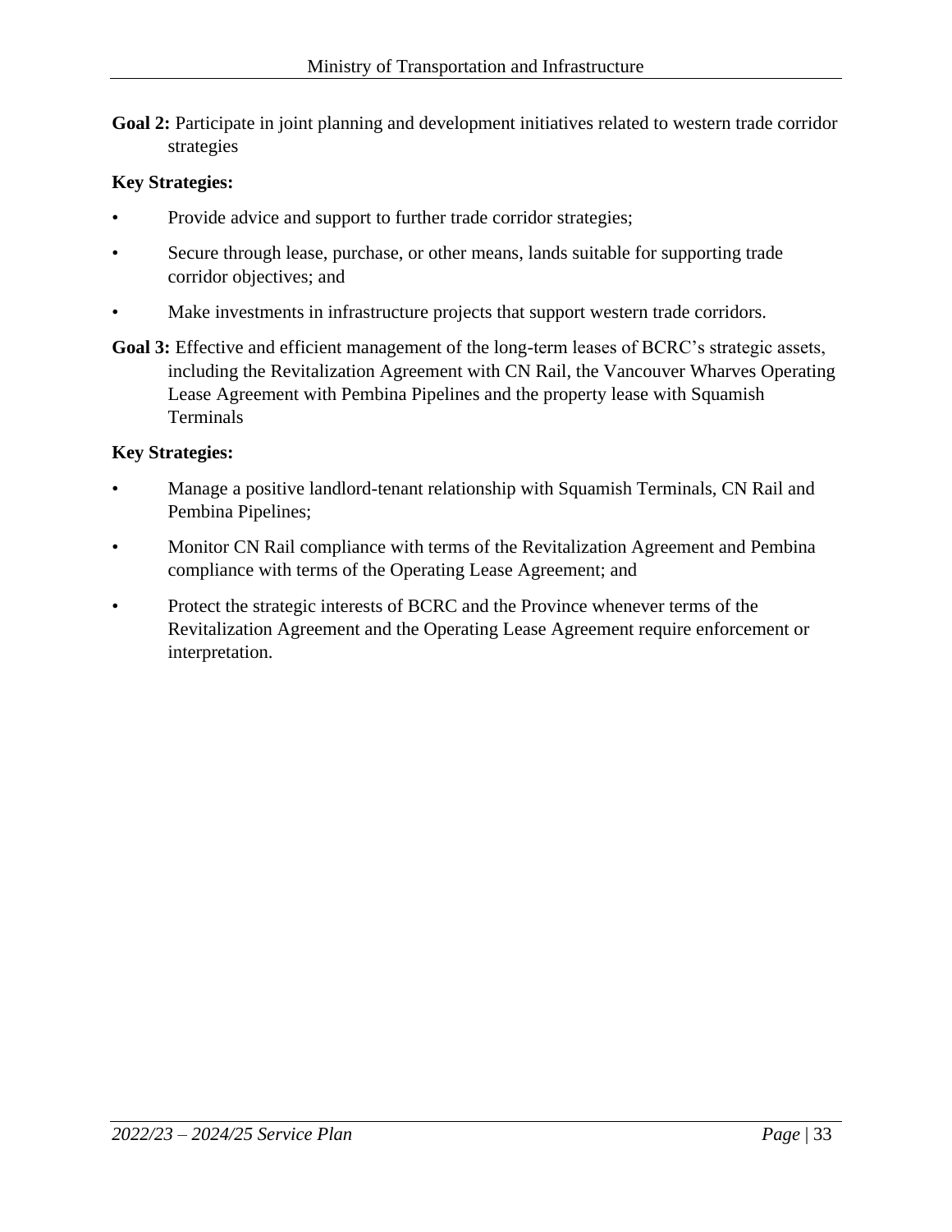**Goal 2:** Participate in joint planning and development initiatives related to western trade corridor strategies

**Key Strategies:**

- Provide advice and support to further trade corridor strategies;
- Secure through lease, purchase, or other means, lands suitable for supporting trade corridor objectives; and
- Make investments in infrastructure projects that support western trade corridors.

**Goal 3:** Effective and efficient management of the long-term leases of BCRC's strategic assets, including the Revitalization Agreement with CN Rail, the Vancouver Wharves Operating Lease Agreement with Pembina Pipelines and the property lease with Squamish Terminals

**Key Strategies:**

- Manage a positive landlord-tenant relationship with Squamish Terminals, CN Rail and Pembina Pipelines;
- Monitor CN Rail compliance with terms of the Revitalization Agreement and Pembina compliance with terms of the Operating Lease Agreement; and
- Protect the strategic interests of BCRC and the Province whenever terms of the Revitalization Agreement and the Operating Lease Agreement require enforcement or interpretation.